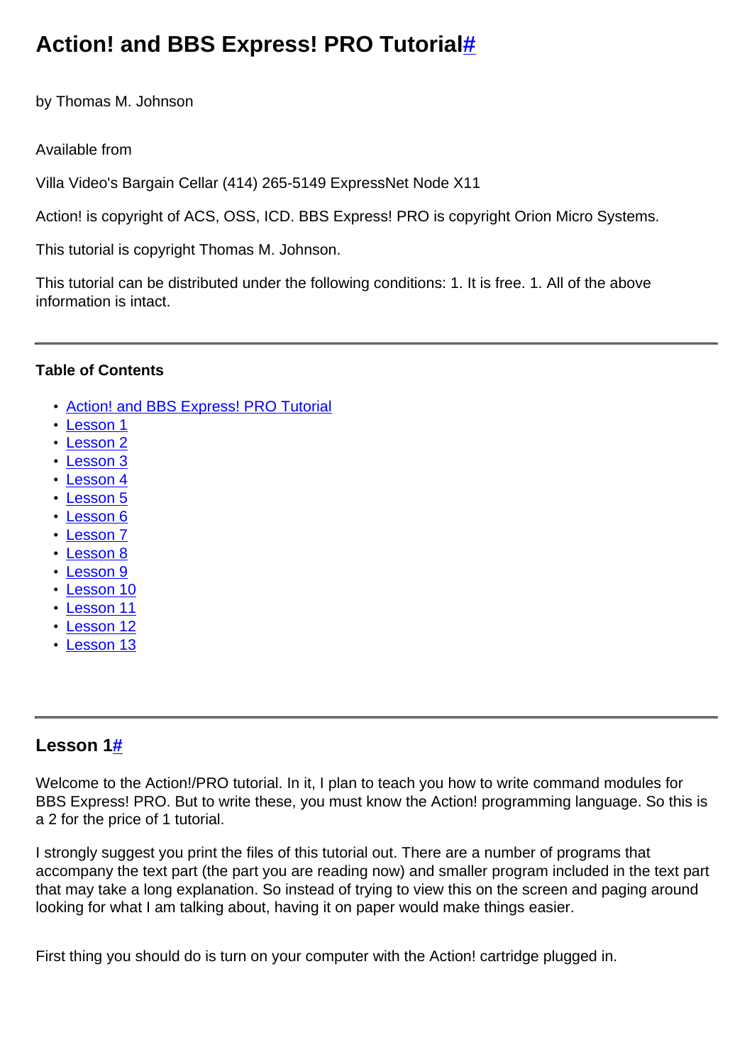# Action! and BBS Express! PRO Tutorial[#](#)

by Thomas M. Johnson

Available from

Villa Video's Bargain Cellar (414) 265-5149 ExpressNet Node X11

Action! is copyright of ACS, OSS, ICD. BBS Express! PRO is copyright Orion Micro Systems.

This tutorial is copyright Thomas M. Johnson.

This tutorial can be distributed under the following conditions: 1. It is free. 1. All of the above information is intact.

---

**Table of Contents**

- [Action! and BBS Express! PRO Tutorial](#)
- [Lesson 1](#)
- [Lesson 2](#)
- [Lesson 3](#)
- [Lesson 4](#)
- [Lesson 5](#)
- [Lesson 6](#)
- [Lesson 7](#)
- [Lesson 8](#)
- [Lesson 9](#)
- [Lesson 10](#)
- [Lesson 11](#)
- [Lesson 12](#)
- [Lesson 13](#)

---

## Lesson 1[#](#)

Welcome to the Action!/PRO tutorial. In it, I plan to teach you how to write command modules for BBS Express! PRO. But to write these, you must know the Action! programming language. So this is a 2 for the price of 1 tutorial.

I strongly suggest you print the files of this tutorial out. There are a number of programs that accompany the text part (the part you are reading now) and smaller program included in the text part that may take a long explanation. So instead of trying to view this on the screen and paging around looking for what I am talking about, having it on paper would make things easier.

First thing you should do is turn on your computer with the Action! cartridge plugged in.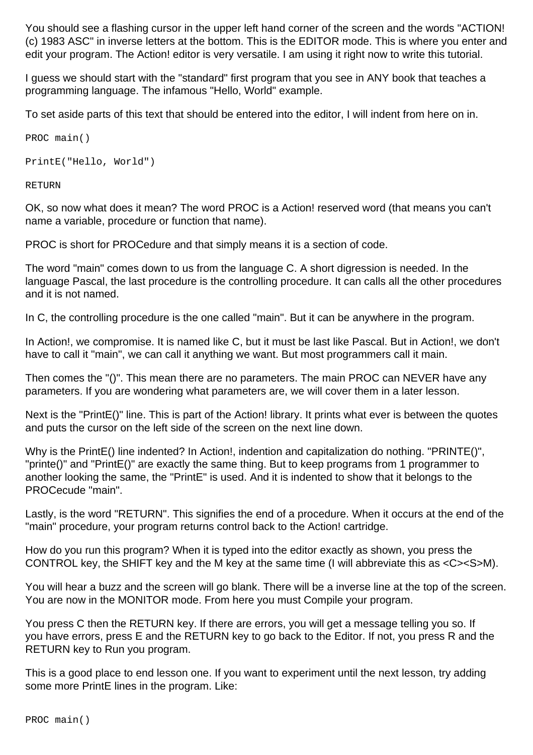You should see a flashing cursor in the upper left hand corner of the screen and the words "ACTION! (c) 1983 ASC" in inverse letters at the bottom. This is the EDITOR mode. This is where you enter and edit your program. The Action! editor is very versatile. I am using it right now to write this tutorial.

I guess we should start with the "standard" first program that you see in ANY book that teaches a programming language. The infamous "Hello, World" example.

To set aside parts of this text that should be entered into the editor, I will indent from here on in.

```
PROC main()

PrintE("Hello, World")

RETURN
```

OK, so now what does it mean? The word PROC is a Action! reserved word (that means you can't name a variable, procedure or function that name).

PROC is short for PROCedure and that simply means it is a section of code.

The word "main" comes down to us from the language C. A short digression is needed. In the language Pascal, the last procedure is the controlling procedure. It can calls all the other procedures and it is not named.

In C, the controlling procedure is the one called "main". But it can be anywhere in the program.

In Action!, we compromise. It is named like C, but it must be last like Pascal. But in Action!, we don't have to call it "main", we can call it anything we want. But most programmers call it main.

Then comes the "()". This mean there are no parameters. The main PROC can NEVER have any parameters. If you are wondering what parameters are, we will cover them in a later lesson.

Next is the "PrintE()" line. This is part of the Action! library. It prints what ever is between the quotes and puts the cursor on the left side of the screen on the next line down.

Why is the PrintE() line indented? In Action!, indention and capitalization do nothing. "PRINTE()", "printe()" and "PrintE()" are exactly the same thing. But to keep programs from 1 programmer to another looking the same, the "PrintE" is used. And it is indented to show that it belongs to the PROCecude "main".

Lastly, is the word "RETURN". This signifies the end of a procedure. When it occurs at the end of the "main" procedure, your program returns control back to the Action! cartridge.

How do you run this program? When it is typed into the editor exactly as shown, you press the CONTROL key, the SHIFT key and the M key at the same time (I will abbreviate this as <C><S>M).

You will hear a buzz and the screen will go blank. There will be a inverse line at the top of the screen. You are now in the MONITOR mode. From here you must Compile your program.

You press C then the RETURN key. If there are errors, you will get a message telling you so. If you have errors, press E and the RETURN key to go back to the Editor. If not, you press R and the RETURN key to Run you program.

This is a good place to end lesson one. If you want to experiment until the next lesson, try adding some more PrintE lines in the program. Like:

```
PROC main()
```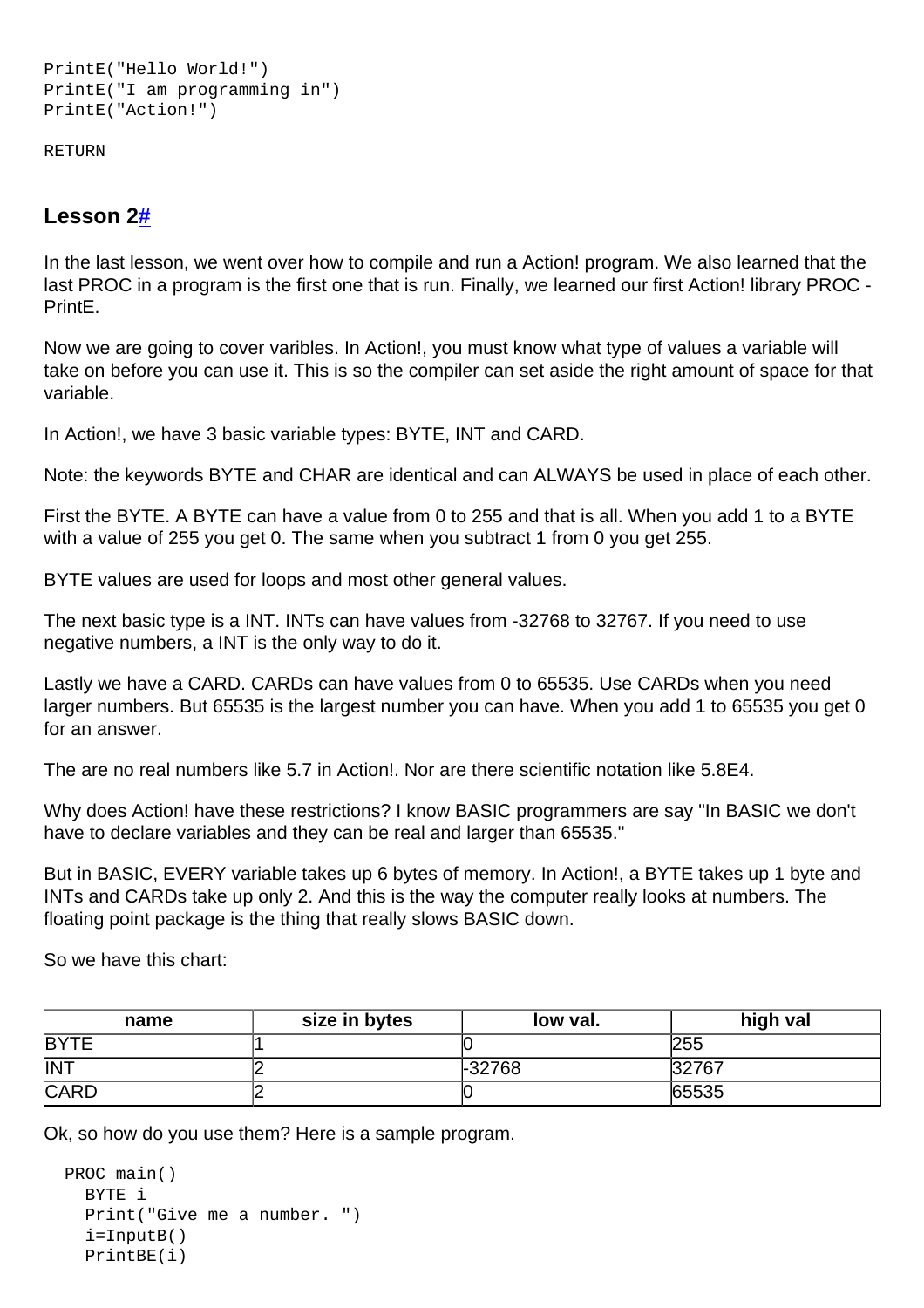```
PrintE("Hello World!")
PrintE("I am programming in")
PrintE("Action!")

RETURN
```

## Lesson 2#

In the last lesson, we went over how to compile and run a Action! program. We also learned that the last PROC in a program is the first one that is run. Finally, we learned our first Action! library PROC - PrintE.

Now we are going to cover varibles. In Action!, you must know what type of values a variable will take on before you can use it. This is so the compiler can set aside the right amount of space for that variable.

In Action!, we have 3 basic variable types: BYTE, INT and CARD.

Note: the keywords BYTE and CHAR are identical and can ALWAYS be used in place of each other.

First the BYTE. A BYTE can have a value from 0 to 255 and that is all. When you add 1 to a BYTE with a value of 255 you get 0. The same when you subtract 1 from 0 you get 255.

BYTE values are used for loops and most other general values.

The next basic type is a INT. INTs can have values from -32768 to 32767. If you need to use negative numbers, a INT is the only way to do it.

Lastly we have a CARD. CARDs can have values from 0 to 65535. Use CARDs when you need larger numbers. But 65535 is the largest number you can have. When you add 1 to 65535 you get 0 for an answer.

The are no real numbers like 5.7 in Action!. Nor are there scientific notation like 5.8E4.

Why does Action! have these restrictions? I know BASIC programmers are say "In BASIC we don't have to declare variables and they can be real and larger than 65535."

But in BASIC, EVERY variable takes up 6 bytes of memory. In Action!, a BYTE takes up 1 byte and INTs and CARDs take up only 2. And this is the way the computer really looks at numbers. The floating point package is the thing that really slows BASIC down.

So we have this chart:

| name | size in bytes | low val. | high val |
|---|---|---|---|
| BYTE | 1 | 0 | 255 |
| INT | 2 | -32768 | 32767 |
| CARD | 2 | 0 | 65535 |

Ok, so how do you use them? Here is a sample program.

```
PROC main()
  BYTE i
  Print("Give me a number. ")
  i=InputB()
  PrintBE(i)
```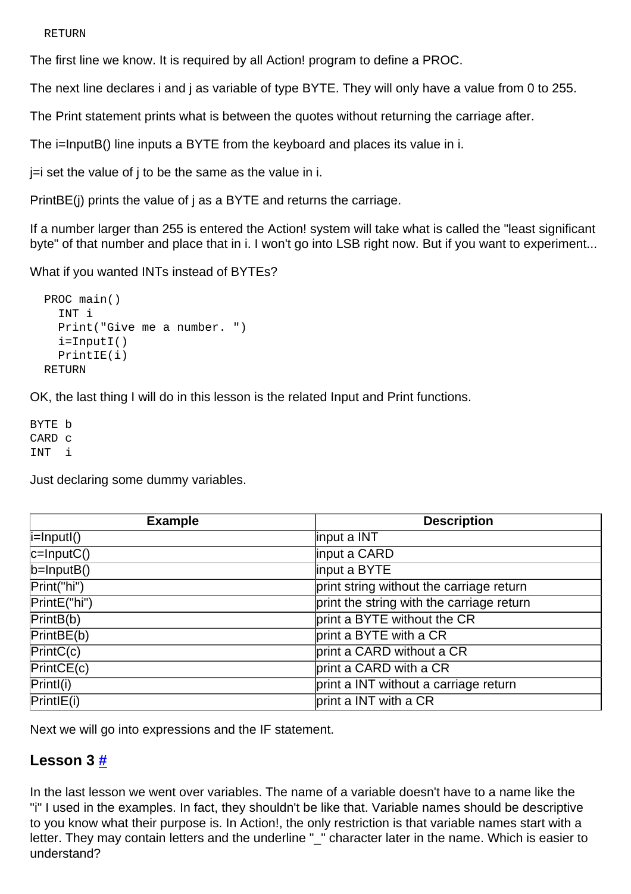```
  RETURN
```

The first line we know. It is required by all Action! program to define a PROC.

The next line declares i and j as variable of type BYTE. They will only have a value from 0 to 255.

The Print statement prints what is between the quotes without returning the carriage after.

The i=InputB() line inputs a BYTE from the keyboard and places its value in i.

j=i set the value of j to be the same as the value in i.

PrintBE(j) prints the value of j as a BYTE and returns the carriage.

If a number larger than 255 is entered the Action! system will take what is called the "least significant byte" of that number and place that in i. I won't go into LSB right now. But if you want to experiment...

What if you wanted INTs instead of BYTEs?

```
  PROC main()
    INT i
    Print("Give me a number. ")
    i=InputI()
    PrintIE(i)
  RETURN
```

OK, the last thing I will do in this lesson is the related Input and Print functions.

```
BYTE b
CARD c
INT  i
```

Just declaring some dummy variables.

| Example | Description |
|---|---|
| i=InputI() | input a INT |
| c=InputC() | input a CARD |
| b=InputB() | input a BYTE |
| Print("hi") | print string without the carriage return |
| PrintE("hi") | print the string with the carriage return |
| PrintB(b) | print a BYTE without the CR |
| PrintBE(b) | print a BYTE with a CR |
| PrintC(c) | print a CARD without a CR |
| PrintCE(c) | print a CARD with a CR |
| PrintI(i) | print a INT without a carriage return |
| PrintIE(i) | print a INT with a CR |

Next we will go into expressions and the IF statement.

## Lesson 3 #

In the last lesson we went over variables. The name of a variable doesn't have to a name like the "i" I used in the examples. In fact, they shouldn't be like that. Variable names should be descriptive to you know what their purpose is. In Action!, the only restriction is that variable names start with a letter. They may contain letters and the underline "_" character later in the name. Which is easier to understand?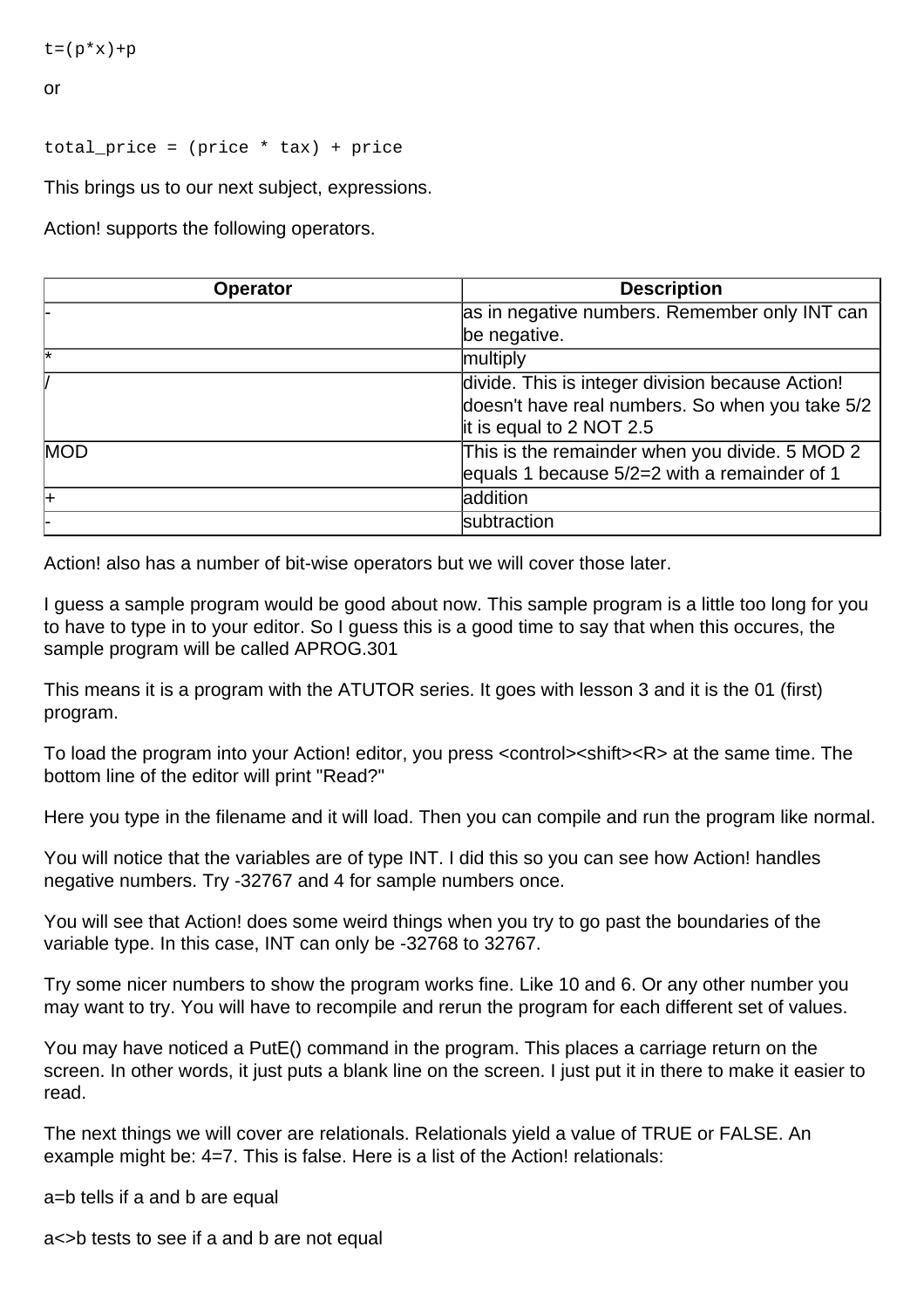```
t=(p*x)+p
```

or

```
total_price = (price * tax) + price
```

This brings us to our next subject, expressions.

Action! supports the following operators.

| Operator | Description |
|---|---|
| - | as in negative numbers. Remember only INT can be negative. |
| * | multiply |
| / | divide. This is integer division because Action! doesn't have real numbers. So when you take 5/2 it is equal to 2 NOT 2.5 |
| MOD | This is the remainder when you divide. 5 MOD 2 equals 1 because 5/2=2 with a remainder of 1 |
| + | addition |
| - | subtraction |

Action! also has a number of bit-wise operators but we will cover those later.

I guess a sample program would be good about now. This sample program is a little too long for you to have to type in to your editor. So I guess this is a good time to say that when this occures, the sample program will be called APROG.301

This means it is a program with the ATUTOR series. It goes with lesson 3 and it is the 01 (first) program.

To load the program into your Action! editor, you press <control><shift><R> at the same time. The bottom line of the editor will print "Read?"

Here you type in the filename and it will load. Then you can compile and run the program like normal.

You will notice that the variables are of type INT. I did this so you can see how Action! handles negative numbers. Try -32767 and 4 for sample numbers once.

You will see that Action! does some weird things when you try to go past the boundaries of the variable type. In this case, INT can only be -32768 to 32767.

Try some nicer numbers to show the program works fine. Like 10 and 6. Or any other number you may want to try. You will have to recompile and rerun the program for each different set of values.

You may have noticed a PutE() command in the program. This places a carriage return on the screen. In other words, it just puts a blank line on the screen. I just put it in there to make it easier to read.

The next things we will cover are relationals. Relationals yield a value of TRUE or FALSE. An example might be: 4=7. This is false. Here is a list of the Action! relationals:

a=b tells if a and b are equal

a<>b tests to see if a and b are not equal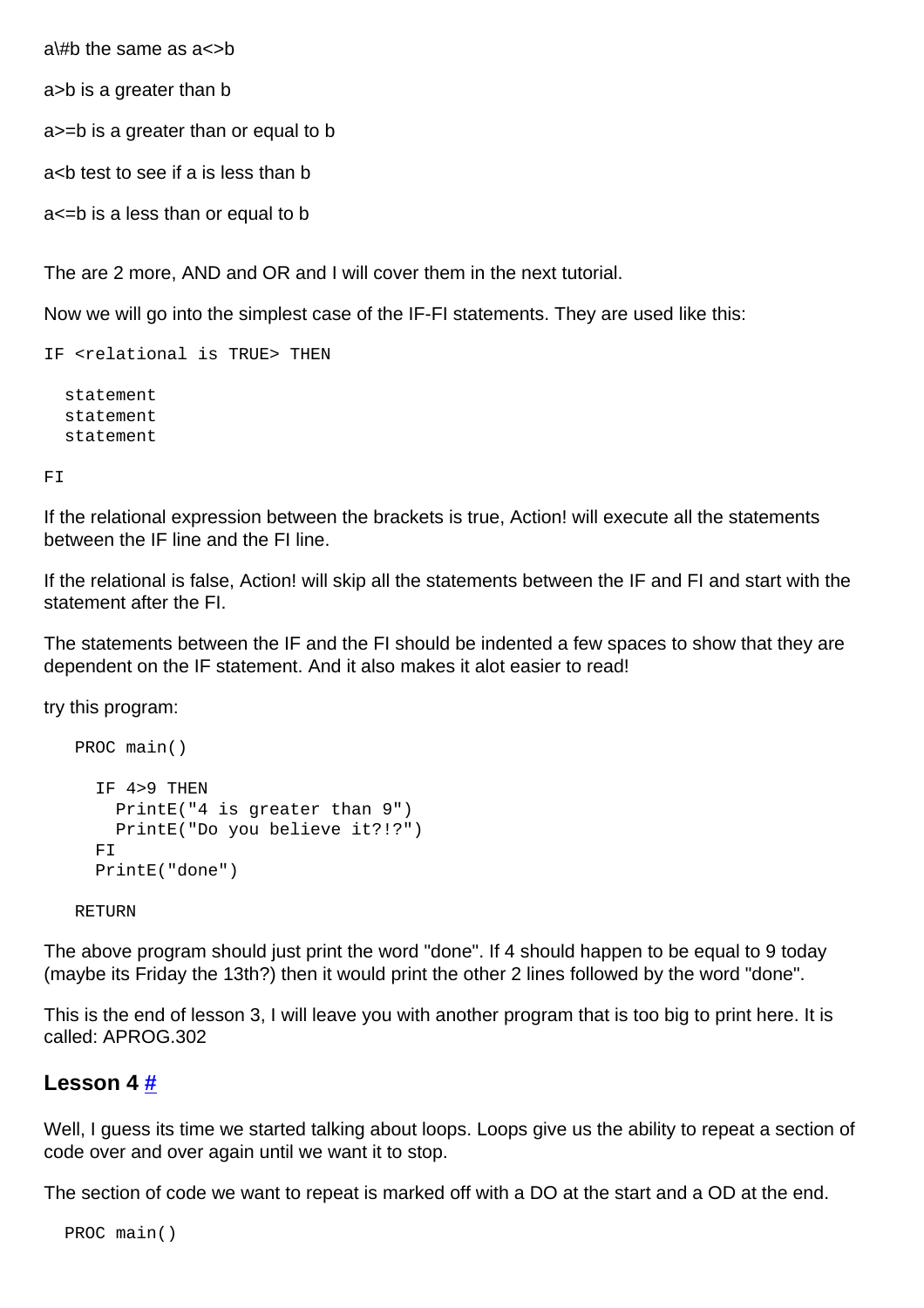a\#b the same as a<>b

a>b is a greater than b

a>=b is a greater than or equal to b

a<b test to see if a is less than b

a<=b is a less than or equal to b

The are 2 more, AND and OR and I will cover them in the next tutorial.

Now we will go into the simplest case of the IF-FI statements. They are used like this:

```
IF <relational is TRUE> THEN

  statement
  statement
  statement

FI
```

If the relational expression between the brackets is true, Action! will execute all the statements between the IF line and the FI line.

If the relational is false, Action! will skip all the statements between the IF and FI and start with the statement after the FI.

The statements between the IF and the FI should be indented a few spaces to show that they are dependent on the IF statement. And it also makes it alot easier to read!

try this program:

```
   PROC main()

     IF 4>9 THEN
       PrintE("4 is greater than 9")
       PrintE("Do you believe it?!?")
     FI
     PrintE("done")

   RETURN
```

The above program should just print the word "done". If 4 should happen to be equal to 9 today (maybe its Friday the 13th?) then it would print the other 2 lines followed by the word "done".

This is the end of lesson 3, I will leave you with another program that is too big to print here. It is called: APROG.302

## Lesson 4 #

Well, I guess its time we started talking about loops. Loops give us the ability to repeat a section of code over and over again until we want it to stop.

The section of code we want to repeat is marked off with a DO at the start and a OD at the end.

```
  PROC main()
```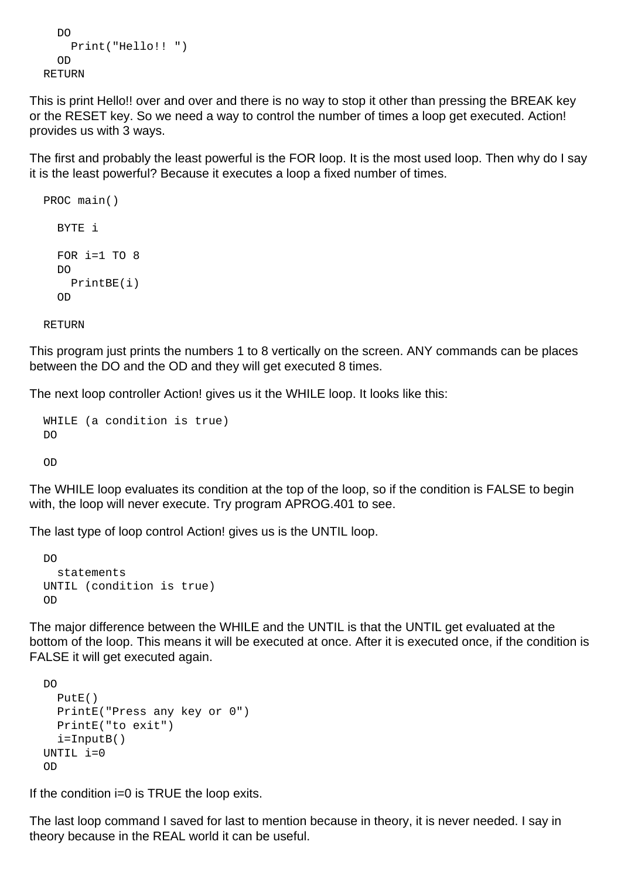```
  DO
    Print("Hello!! ")
  OD
RETURN
```

This is print Hello!! over and over and there is no way to stop it other than pressing the BREAK key or the RESET key. So we need a way to control the number of times a loop get executed. Action! provides us with 3 ways.

The first and probably the least powerful is the FOR loop. It is the most used loop. Then why do I say it is the least powerful? Because it executes a loop a fixed number of times.

```
PROC main()

  BYTE i

  FOR i=1 TO 8
  DO
    PrintBE(i)
  OD

RETURN
```

This program just prints the numbers 1 to 8 vertically on the screen. ANY commands can be places between the DO and the OD and they will get executed 8 times.

The next loop controller Action! gives us it the WHILE loop. It looks like this:

```
WHILE (a condition is true)
DO

OD
```

The WHILE loop evaluates its condition at the top of the loop, so if the condition is FALSE to begin with, the loop will never execute. Try program APROG.401 to see.

The last type of loop control Action! gives us is the UNTIL loop.

```
DO
  statements
UNTIL (condition is true)
OD
```

The major difference between the WHILE and the UNTIL is that the UNTIL get evaluated at the bottom of the loop. This means it will be executed at once. After it is executed once, if the condition is FALSE it will get executed again.

```
DO
  PutE()
  PrintE("Press any key or 0")
  PrintE("to exit")
  i=InputB()
UNTIL i=0
OD
```

If the condition i=0 is TRUE the loop exits.

The last loop command I saved for last to mention because in theory, it is never needed. I say in theory because in the REAL world it can be useful.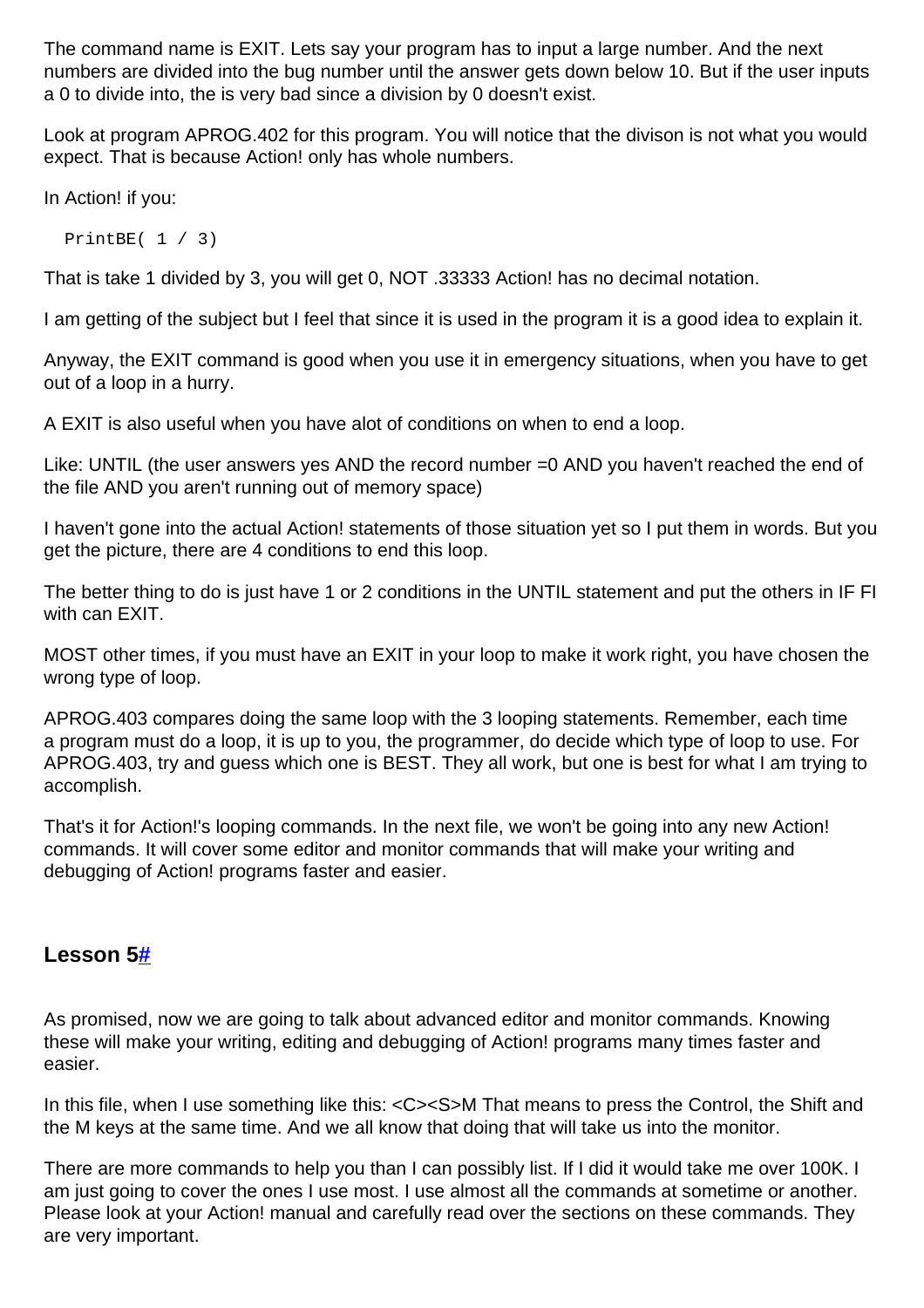The command name is EXIT. Lets say your program has to input a large number. And the next numbers are divided into the bug number until the answer gets down below 10. But if the user inputs a 0 to divide into, the is very bad since a division by 0 doesn't exist.

Look at program APROG.402 for this program. You will notice that the divison is not what you would expect. That is because Action! only has whole numbers.

In Action! if you:

```
PrintBE( 1 / 3)
```

That is take 1 divided by 3, you will get 0, NOT .33333 Action! has no decimal notation.

I am getting of the subject but I feel that since it is used in the program it is a good idea to explain it.

Anyway, the EXIT command is good when you use it in emergency situations, when you have to get out of a loop in a hurry.

A EXIT is also useful when you have alot of conditions on when to end a loop.

Like: UNTIL (the user answers yes AND the record number =0 AND you haven't reached the end of the file AND you aren't running out of memory space)

I haven't gone into the actual Action! statements of those situation yet so I put them in words. But you get the picture, there are 4 conditions to end this loop.

The better thing to do is just have 1 or 2 conditions in the UNTIL statement and put the others in IF FI with can EXIT.

MOST other times, if you must have an EXIT in your loop to make it work right, you have chosen the wrong type of loop.

APROG.403 compares doing the same loop with the 3 looping statements. Remember, each time a program must do a loop, it is up to you, the programmer, do decide which type of loop to use. For APROG.403, try and guess which one is BEST. They all work, but one is best for what I am trying to accomplish.

That's it for Action!'s looping commands. In the next file, we won't be going into any new Action! commands. It will cover some editor and monitor commands that will make your writing and debugging of Action! programs faster and easier.

## Lesson 5#

As promised, now we are going to talk about advanced editor and monitor commands. Knowing these will make your writing, editing and debugging of Action! programs many times faster and easier.

In this file, when I use something like this: <C><S>M That means to press the Control, the Shift and the M keys at the same time. And we all know that doing that will take us into the monitor.

There are more commands to help you than I can possibly list. If I did it would take me over 100K. I am just going to cover the ones I use most. I use almost all the commands at sometime or another. Please look at your Action! manual and carefully read over the sections on these commands. They are very important.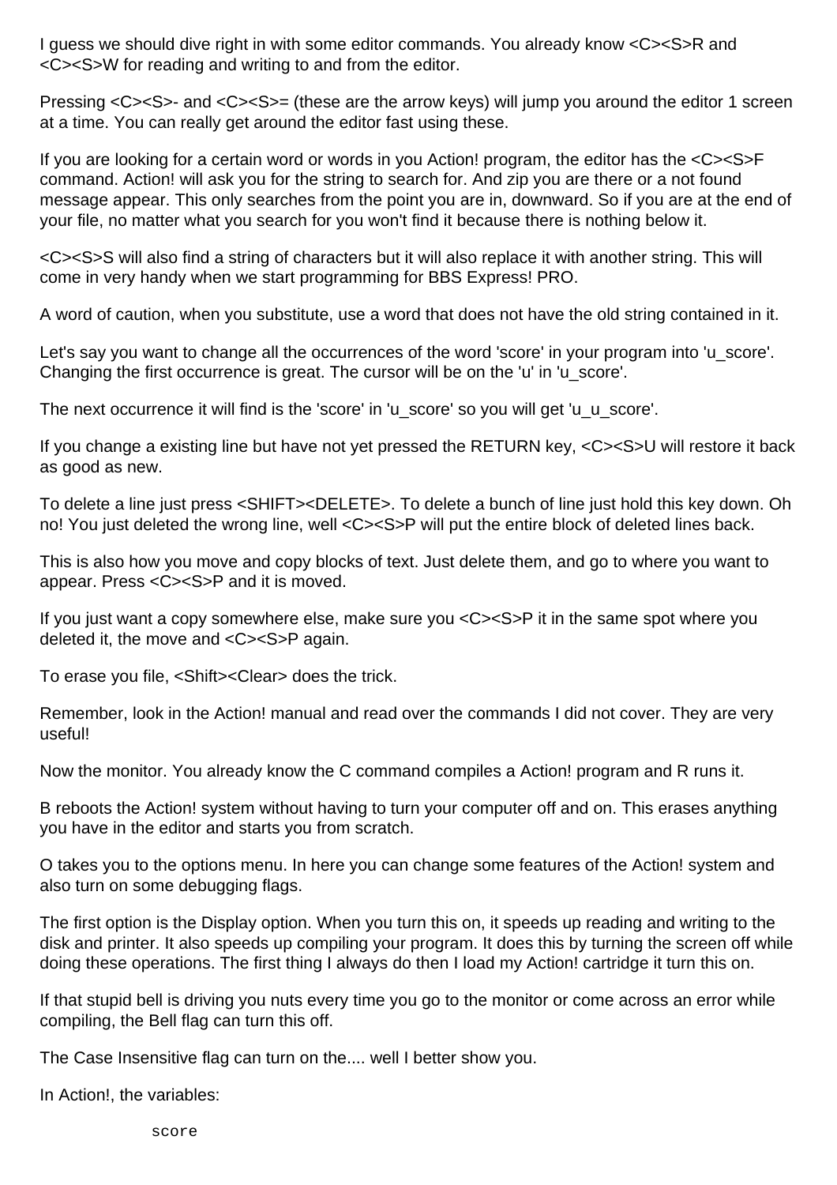I guess we should dive right in with some editor commands. You already know <C><S>R and <C><S>W for reading and writing to and from the editor.

Pressing <C><S>- and <C><S>= (these are the arrow keys) will jump you around the editor 1 screen at a time. You can really get around the editor fast using these.

If you are looking for a certain word or words in you Action! program, the editor has the <C><S>F command. Action! will ask you for the string to search for. And zip you are there or a not found message appear. This only searches from the point you are in, downward. So if you are at the end of your file, no matter what you search for you won't find it because there is nothing below it.

<C><S>S will also find a string of characters but it will also replace it with another string. This will come in very handy when we start programming for BBS Express! PRO.

A word of caution, when you substitute, use a word that does not have the old string contained in it.

Let's say you want to change all the occurrences of the word 'score' in your program into 'u_score'. Changing the first occurrence is great. The cursor will be on the 'u' in 'u_score'.

The next occurrence it will find is the 'score' in 'u_score' so you will get 'u_u_score'.

If you change a existing line but have not yet pressed the RETURN key, <C><S>U will restore it back as good as new.

To delete a line just press <SHIFT><DELETE>. To delete a bunch of line just hold this key down. Oh no! You just deleted the wrong line, well <C><S>P will put the entire block of deleted lines back.

This is also how you move and copy blocks of text. Just delete them, and go to where you want to appear. Press <C><S>P and it is moved.

If you just want a copy somewhere else, make sure you <C><S>P it in the same spot where you deleted it, the move and <C><S>P again.

To erase you file, <Shift><Clear> does the trick.

Remember, look in the Action! manual and read over the commands I did not cover. They are very useful!

Now the monitor. You already know the C command compiles a Action! program and R runs it.

B reboots the Action! system without having to turn your computer off and on. This erases anything you have in the editor and starts you from scratch.

O takes you to the options menu. In here you can change some features of the Action! system and also turn on some debugging flags.

The first option is the Display option. When you turn this on, it speeds up reading and writing to the disk and printer. It also speeds up compiling your program. It does this by turning the screen off while doing these operations. The first thing I always do then I load my Action! cartridge it turn this on.

If that stupid bell is driving you nuts every time you go to the monitor or come across an error while compiling, the Bell flag can turn this off.

The Case Insensitive flag can turn on the.... well I better show you.

In Action!, the variables:

```
score
```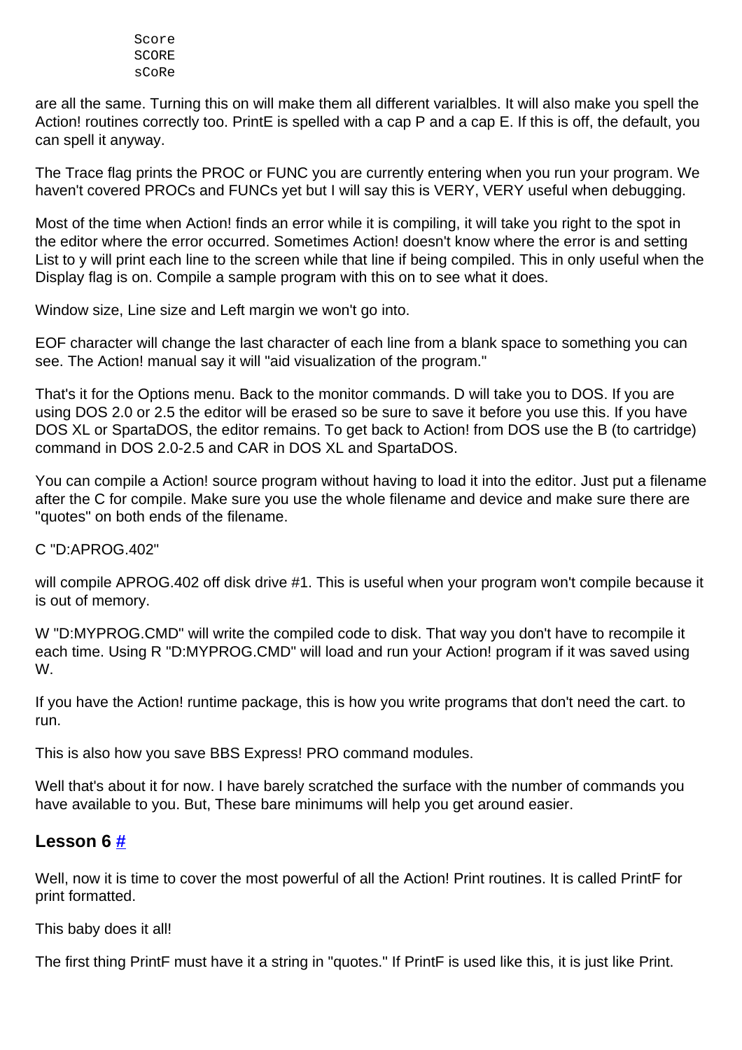```
Score
SCORE
sCoRe
```

are all the same. Turning this on will make them all different varialbles. It will also make you spell the Action! routines correctly too. PrintE is spelled with a cap P and a cap E. If this is off, the default, you can spell it anyway.

The Trace flag prints the PROC or FUNC you are currently entering when you run your program. We haven't covered PROCs and FUNCs yet but I will say this is VERY, VERY useful when debugging.

Most of the time when Action! finds an error while it is compiling, it will take you right to the spot in the editor where the error occurred. Sometimes Action! doesn't know where the error is and setting List to y will print each line to the screen while that line if being compiled. This in only useful when the Display flag is on. Compile a sample program with this on to see what it does.

Window size, Line size and Left margin we won't go into.

EOF character will change the last character of each line from a blank space to something you can see. The Action! manual say it will "aid visualization of the program."

That's it for the Options menu. Back to the monitor commands. D will take you to DOS. If you are using DOS 2.0 or 2.5 the editor will be erased so be sure to save it before you use this. If you have DOS XL or SpartaDOS, the editor remains. To get back to Action! from DOS use the B (to cartridge) command in DOS 2.0-2.5 and CAR in DOS XL and SpartaDOS.

You can compile a Action! source program without having to load it into the editor. Just put a filename after the C for compile. Make sure you use the whole filename and device and make sure there are "quotes" on both ends of the filename.

C "D:APROG.402"

will compile APROG.402 off disk drive #1. This is useful when your program won't compile because it is out of memory.

W "D:MYPROG.CMD" will write the compiled code to disk. That way you don't have to recompile it each time. Using R "D:MYPROG.CMD" will load and run your Action! program if it was saved using W.

If you have the Action! runtime package, this is how you write programs that don't need the cart. to run.

This is also how you save BBS Express! PRO command modules.

Well that's about it for now. I have barely scratched the surface with the number of commands you have available to you. But, These bare minimums will help you get around easier.

### Lesson 6 #

Well, now it is time to cover the most powerful of all the Action! Print routines. It is called PrintF for print formatted.

This baby does it all!

The first thing PrintF must have it a string in "quotes." If PrintF is used like this, it is just like Print.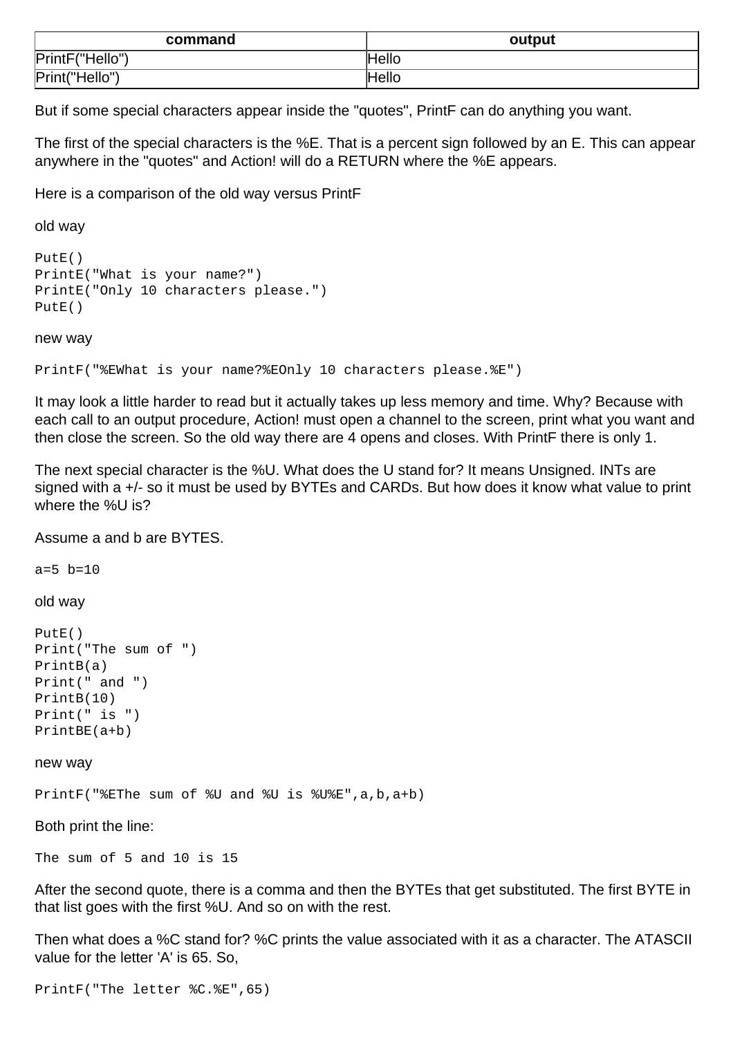| command | output |
| --- | --- |
| PrintF("Hello") | Hello |
| Print("Hello") | Hello |

But if some special characters appear inside the "quotes", PrintF can do anything you want.

The first of the special characters is the %E. That is a percent sign followed by an E. This can appear anywhere in the "quotes" and Action! will do a RETURN where the %E appears.

Here is a comparison of the old way versus PrintF

old way

```
PutE()
PrintE("What is your name?")
PrintE("Only 10 characters please.")
PutE()
```

new way

```
PrintF("%EWhat is your name?%EOnly 10 characters please.%E")
```

It may look a little harder to read but it actually takes up less memory and time. Why? Because with each call to an output procedure, Action! must open a channel to the screen, print what you want and then close the screen. So the old way there are 4 opens and closes. With PrintF there is only 1.

The next special character is the %U. What does the U stand for? It means Unsigned. INTs are signed with a +/- so it must be used by BYTEs and CARDs. But how does it know what value to print where the %U is?

Assume a and b are BYTES.

```
a=5 b=10
```

old way

```
PutE()
Print("The sum of ")
PrintB(a)
Print(" and ")
PrintB(10)
Print(" is ")
PrintBE(a+b)
```

new way

```
PrintF("%EThe sum of %U and %U is %U%E",a,b,a+b)
```

Both print the line:

```
The sum of 5 and 10 is 15
```

After the second quote, there is a comma and then the BYTEs that get substituted. The first BYTE in that list goes with the first %U. And so on with the rest.

Then what does a %C stand for? %C prints the value associated with it as a character. The ATASCII value for the letter 'A' is 65. So,

```
PrintF("The letter %C.%E",65)
```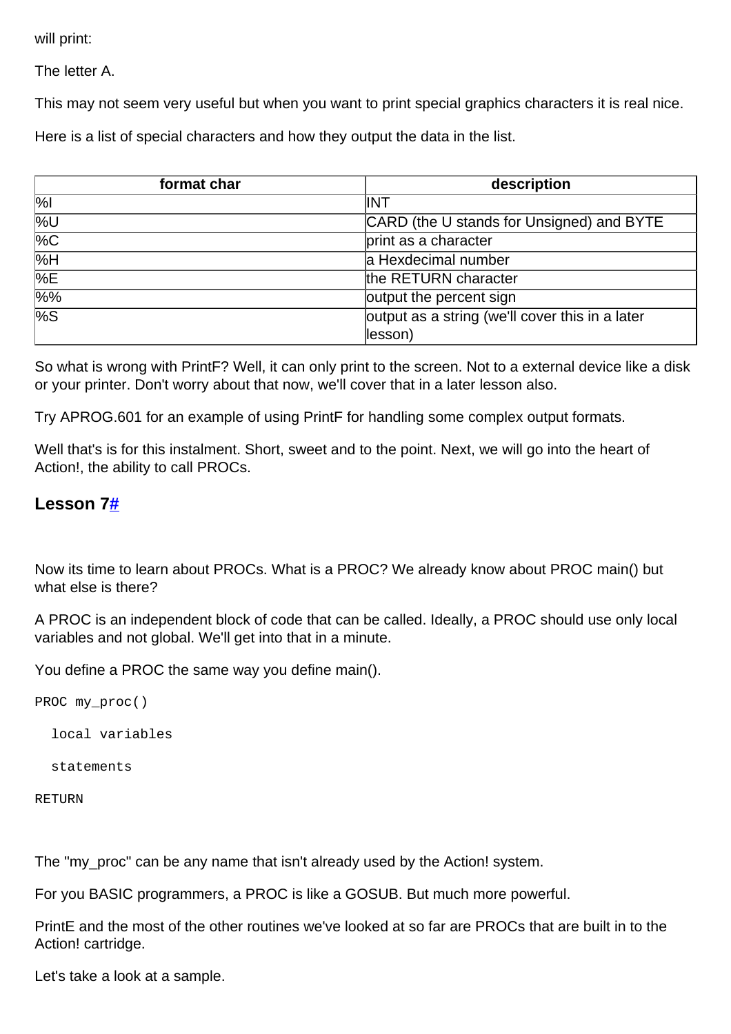will print:

The letter A.

This may not seem very useful but when you want to print special graphics characters it is real nice.

Here is a list of special characters and how they output the data in the list.

| format char | description |
|---|---|
| %I | INT |
| %U | CARD (the U stands for Unsigned) and BYTE |
| %C | print as a character |
| %H | a Hexdecimal number |
| %E | the RETURN character |
| %% | output the percent sign |
| %S | output as a string (we'll cover this in a later lesson) |

So what is wrong with PrintF? Well, it can only print to the screen. Not to a external device like a disk or your printer. Don't worry about that now, we'll cover that in a later lesson also.

Try APROG.601 for an example of using PrintF for handling some complex output formats.

Well that's is for this instalment. Short, sweet and to the point. Next, we will go into the heart of Action!, the ability to call PROCs.

## Lesson 7#

Now its time to learn about PROCs. What is a PROC? We already know about PROC main() but what else is there?

A PROC is an independent block of code that can be called. Ideally, a PROC should use only local variables and not global. We'll get into that in a minute.

You define a PROC the same way you define main().

```
PROC my_proc()

  local variables

  statements

RETURN
```

The "my_proc" can be any name that isn't already used by the Action! system.

For you BASIC programmers, a PROC is like a GOSUB. But much more powerful.

PrintE and the most of the other routines we've looked at so far are PROCs that are built in to the Action! cartridge.

Let's take a look at a sample.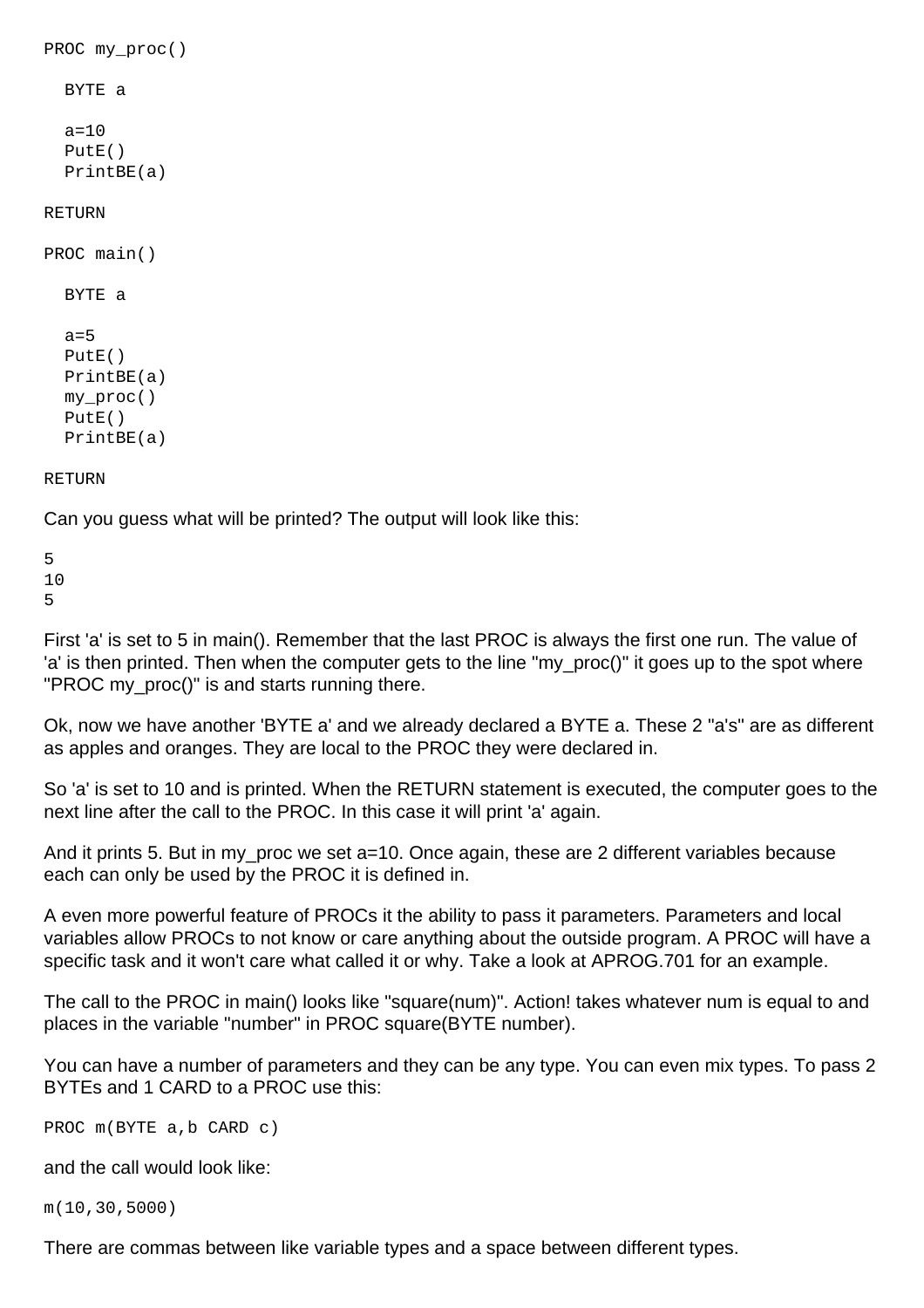```
PROC my_proc()

  BYTE a

  a=10
  PutE()
  PrintBE(a)

RETURN

PROC main()

  BYTE a

  a=5
  PutE()
  PrintBE(a)
  my_proc()
  PutE()
  PrintBE(a)

RETURN
```

Can you guess what will be printed? The output will look like this:

```
5
10
5
```

First 'a' is set to 5 in main(). Remember that the last PROC is always the first one run. The value of 'a' is then printed. Then when the computer gets to the line "my_proc()" it goes up to the spot where "PROC my_proc()" is and starts running there.

Ok, now we have another 'BYTE a' and we already declared a BYTE a. These 2 "a's" are as different as apples and oranges. They are local to the PROC they were declared in.

So 'a' is set to 10 and is printed. When the RETURN statement is executed, the computer goes to the next line after the call to the PROC. In this case it will print 'a' again.

And it prints 5. But in my_proc we set a=10. Once again, these are 2 different variables because each can only be used by the PROC it is defined in.

A even more powerful feature of PROCs it the ability to pass it parameters. Parameters and local variables allow PROCs to not know or care anything about the outside program. A PROC will have a specific task and it won't care what called it or why. Take a look at APROG.701 for an example.

The call to the PROC in main() looks like "square(num)". Action! takes whatever num is equal to and places in the variable "number" in PROC square(BYTE number).

You can have a number of parameters and they can be any type. You can even mix types. To pass 2 BYTEs and 1 CARD to a PROC use this:

```
PROC m(BYTE a,b CARD c)
```

and the call would look like:

```
m(10,30,5000)
```

There are commas between like variable types and a space between different types.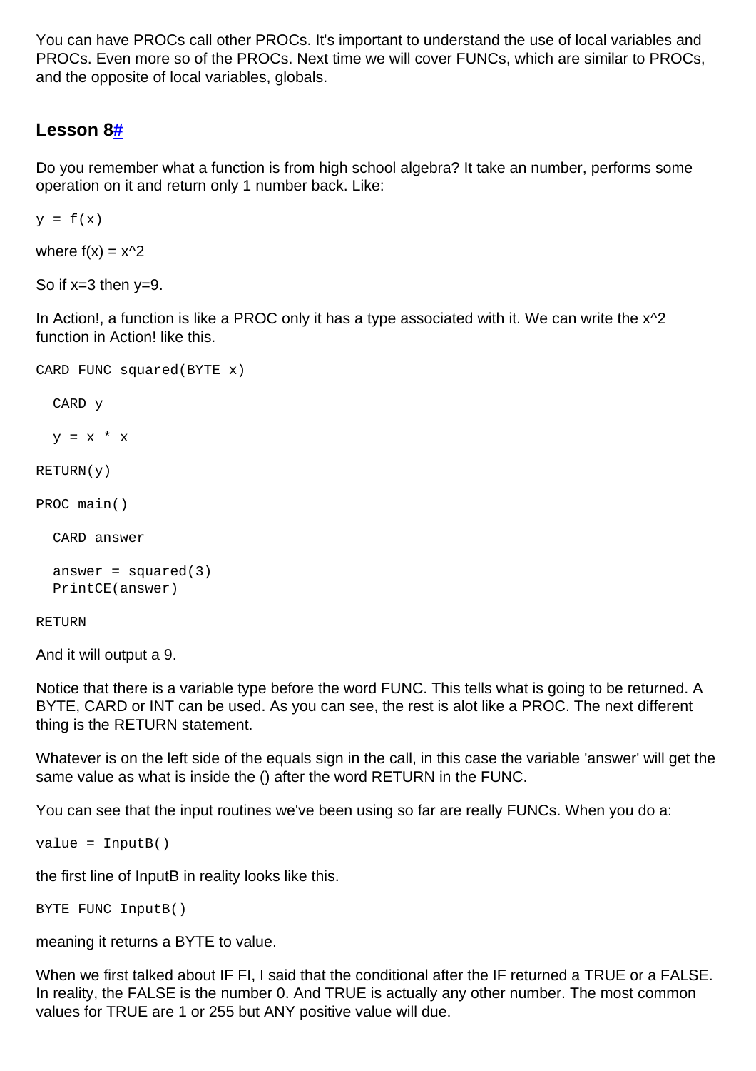You can have PROCs call other PROCs. It's important to understand the use of local variables and PROCs. Even more so of the PROCs. Next time we will cover FUNCs, which are similar to PROCs, and the opposite of local variables, globals.

## Lesson 8#

Do you remember what a function is from high school algebra? It take an number, performs some operation on it and return only 1 number back. Like:

```
y = f(x)
```

where $f(x) = x^2$

So if x=3 then y=9.

In Action!, a function is like a PROC only it has a type associated with it. We can write the x^2 function in Action! like this.

```
CARD FUNC squared(BYTE x)

  CARD y

  y = x * x

RETURN(y)

PROC main()

  CARD answer

  answer = squared(3)
  PrintCE(answer)

RETURN
```

And it will output a 9.

Notice that there is a variable type before the word FUNC. This tells what is going to be returned. A BYTE, CARD or INT can be used. As you can see, the rest is alot like a PROC. The next different thing is the RETURN statement.

Whatever is on the left side of the equals sign in the call, in this case the variable 'answer' will get the same value as what is inside the () after the word RETURN in the FUNC.

You can see that the input routines we've been using so far are really FUNCs. When you do a:

```
value = InputB()
```

the first line of InputB in reality looks like this.

```
BYTE FUNC InputB()
```

meaning it returns a BYTE to value.

When we first talked about IF FI, I said that the conditional after the IF returned a TRUE or a FALSE. In reality, the FALSE is the number 0. And TRUE is actually any other number. The most common values for TRUE are 1 or 255 but ANY positive value will due.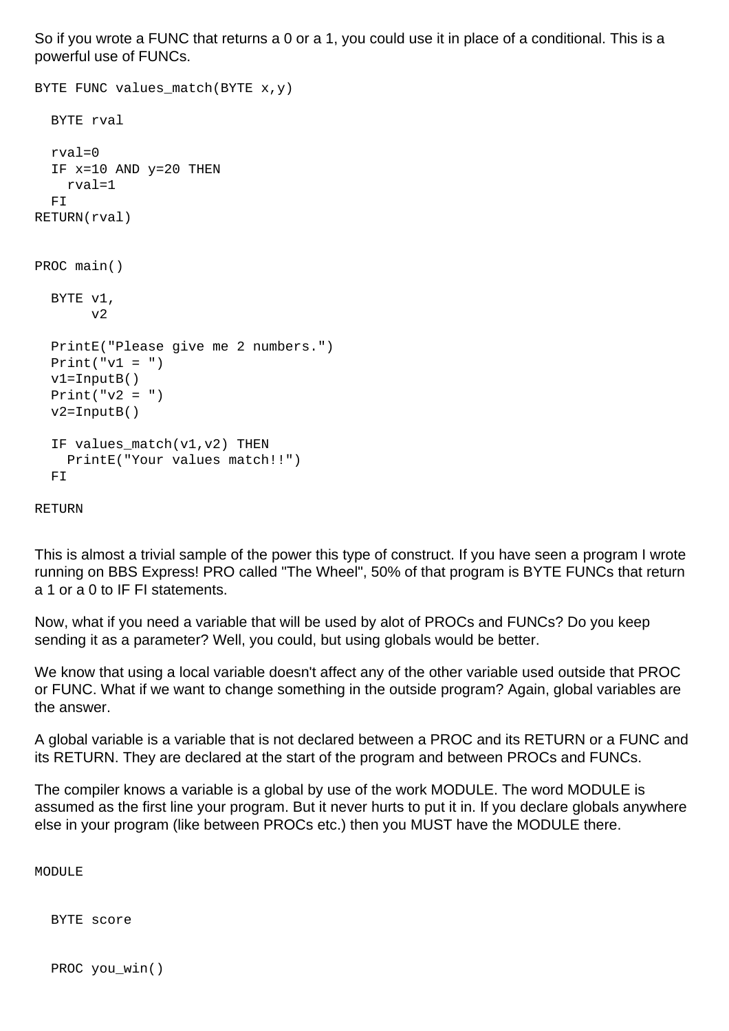So if you wrote a FUNC that returns a 0 or a 1, you could use it in place of a conditional. This is a powerful use of FUNCs.

```
BYTE FUNC values_match(BYTE x,y)

  BYTE rval

  rval=0
  IF x=10 AND y=20 THEN
    rval=1
  FI
RETURN(rval)


PROC main()

  BYTE v1,
       v2

  PrintE("Please give me 2 numbers.")
  Print("v1 = ")
  v1=InputB()
  Print("v2 = ")
  v2=InputB()

  IF values_match(v1,v2) THEN
    PrintE("Your values match!!")
  FI

RETURN
```

This is almost a trivial sample of the power this type of construct. If you have seen a program I wrote running on BBS Express! PRO called "The Wheel", 50% of that program is BYTE FUNCs that return a 1 or a 0 to IF FI statements.

Now, what if you need a variable that will be used by alot of PROCs and FUNCs? Do you keep sending it as a parameter? Well, you could, but using globals would be better.

We know that using a local variable doesn't affect any of the other variable used outside that PROC or FUNC. What if we want to change something in the outside program? Again, global variables are the answer.

A global variable is a variable that is not declared between a PROC and its RETURN or a FUNC and its RETURN. They are declared at the start of the program and between PROCs and FUNCs.

The compiler knows a variable is a global by use of the work MODULE. The word MODULE is assumed as the first line your program. But it never hurts to put it in. If you declare globals anywhere else in your program (like between PROCs etc.) then you MUST have the MODULE there.

```
MODULE


  BYTE score


  PROC you_win()
```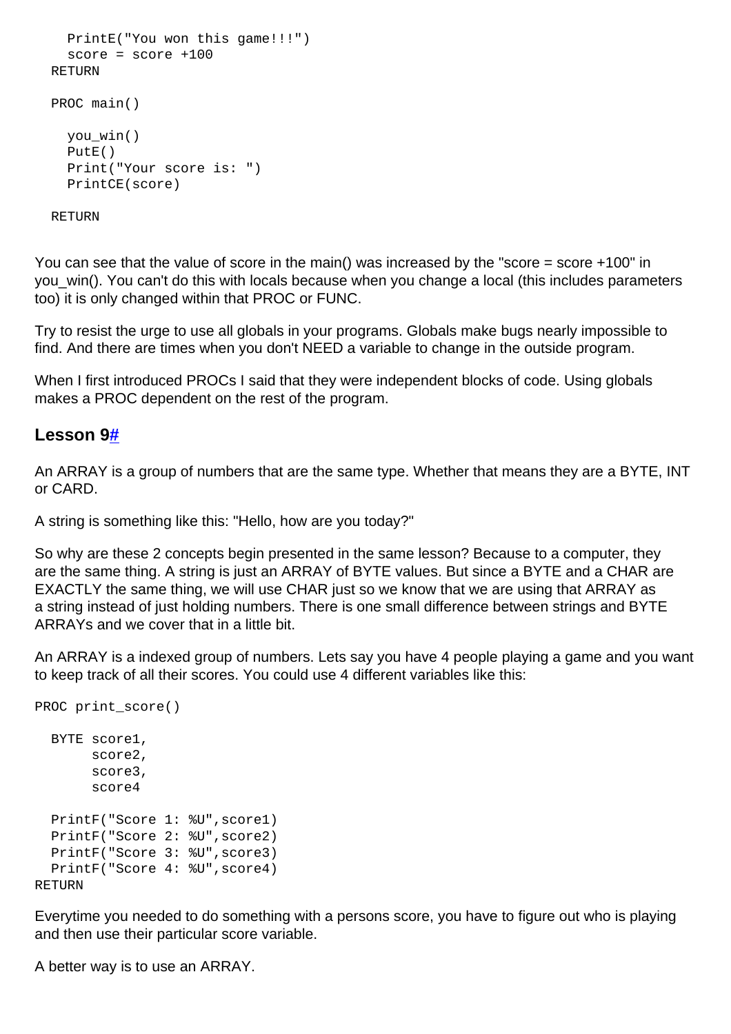```
    PrintE("You won this game!!!")
    score = score +100
  RETURN

  PROC main()

    you_win()
    PutE()
    Print("Your score is: ")
    PrintCE(score)

  RETURN
```

You can see that the value of score in the main() was increased by the "score = score +100" in you_win(). You can't do this with locals because when you change a local (this includes parameters too) it is only changed within that PROC or FUNC.

Try to resist the urge to use all globals in your programs. Globals make bugs nearly impossible to find. And there are times when you don't NEED a variable to change in the outside program.

When I first introduced PROCs I said that they were independent blocks of code. Using globals makes a PROC dependent on the rest of the program.

### Lesson 9#

An ARRAY is a group of numbers that are the same type. Whether that means they are a BYTE, INT or CARD.

A string is something like this: "Hello, how are you today?"

So why are these 2 concepts begin presented in the same lesson? Because to a computer, they are the same thing. A string is just an ARRAY of BYTE values. But since a BYTE and a CHAR are EXACTLY the same thing, we will use CHAR just so we know that we are using that ARRAY as a string instead of just holding numbers. There is one small difference between strings and BYTE ARRAYs and we cover that in a little bit.

An ARRAY is a indexed group of numbers. Lets say you have 4 people playing a game and you want to keep track of all their scores. You could use 4 different variables like this:

```
PROC print_score()

  BYTE score1,
       score2,
       score3,
       score4

  PrintF("Score 1: %U",score1)
  PrintF("Score 2: %U",score2)
  PrintF("Score 3: %U",score3)
  PrintF("Score 4: %U",score4)
RETURN
```

Everytime you needed to do something with a persons score, you have to figure out who is playing and then use their particular score variable.

A better way is to use an ARRAY.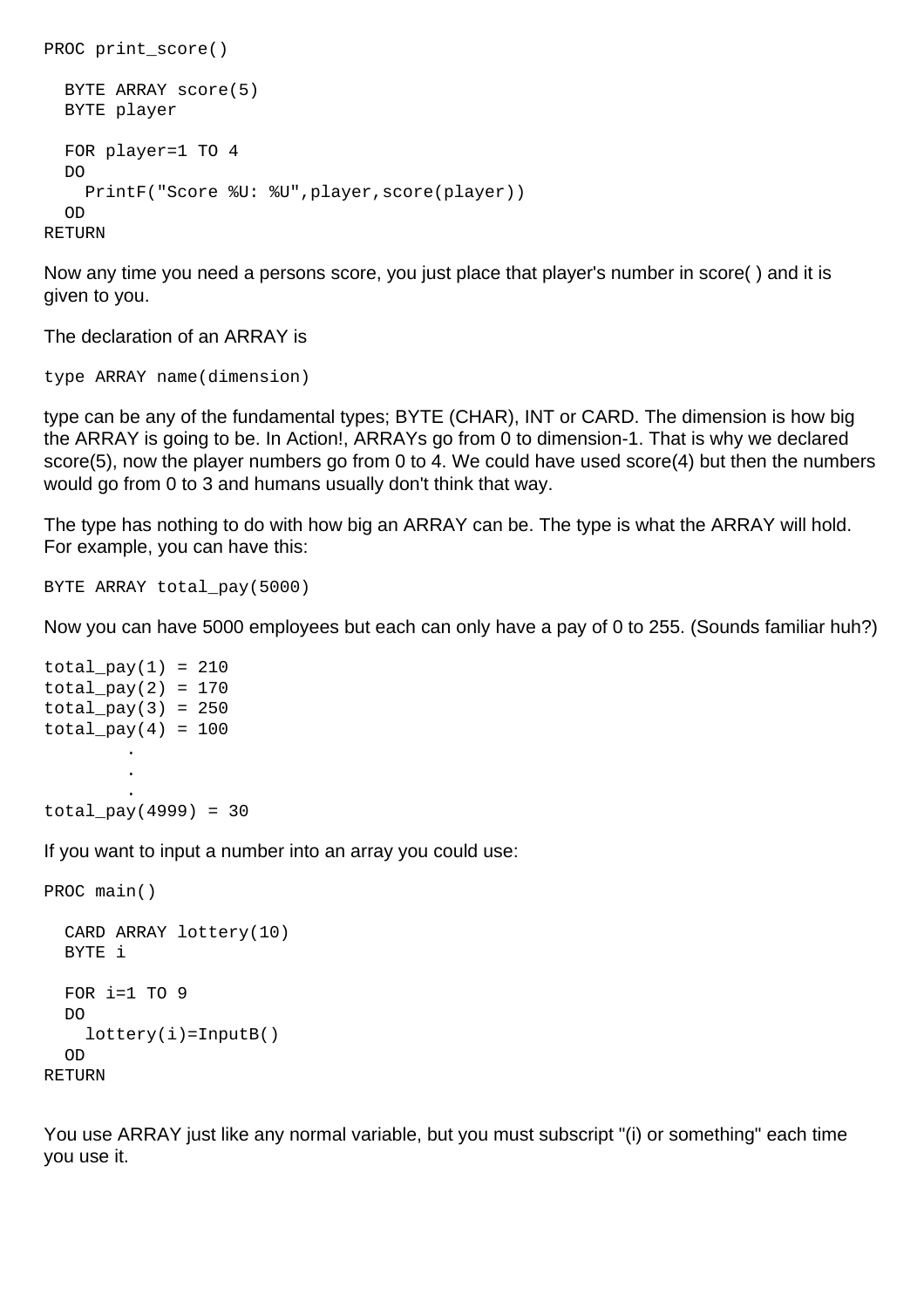```
PROC print_score()

  BYTE ARRAY score(5)
  BYTE player

  FOR player=1 TO 4
  DO
    PrintF("Score %U: %U",player,score(player))
  OD
RETURN
```

Now any time you need a persons score, you just place that player's number in score( ) and it is given to you.

The declaration of an ARRAY is

```
type ARRAY name(dimension)
```

type can be any of the fundamental types; BYTE (CHAR), INT or CARD. The dimension is how big the ARRAY is going to be. In Action!, ARRAYs go from 0 to dimension-1. That is why we declared score(5), now the player numbers go from 0 to 4. We could have used score(4) but then the numbers would go from 0 to 3 and humans usually don't think that way.

The type has nothing to do with how big an ARRAY can be. The type is what the ARRAY will hold. For example, you can have this:

```
BYTE ARRAY total_pay(5000)
```

Now you can have 5000 employees but each can only have a pay of 0 to 255. (Sounds familiar huh?)

```
total_pay(1) = 210
total_pay(2) = 170
total_pay(3) = 250
total_pay(4) = 100
        .
        .
        .
total_pay(4999) = 30
```

If you want to input a number into an array you could use:

```
PROC main()

  CARD ARRAY lottery(10)
  BYTE i

  FOR i=1 TO 9
  DO
    lottery(i)=InputB()
  OD
RETURN
```

You use ARRAY just like any normal variable, but you must subscript "(i) or something" each time you use it.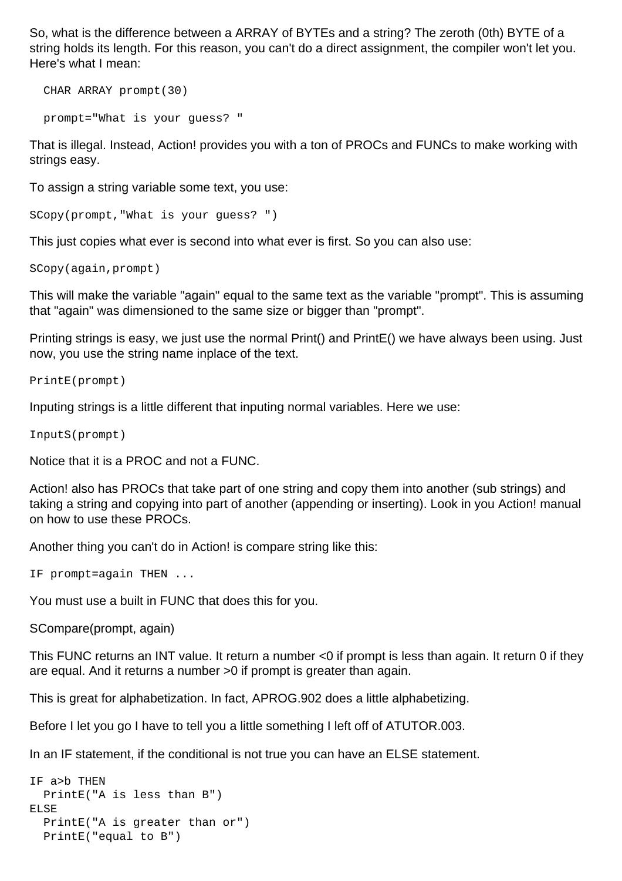So, what is the difference between a ARRAY of BYTEs and a string? The zeroth (0th) BYTE of a string holds its length. For this reason, you can't do a direct assignment, the compiler won't let you. Here's what I mean:

```
  CHAR ARRAY prompt(30)

  prompt="What is your guess? "
```

That is illegal. Instead, Action! provides you with a ton of PROCs and FUNCs to make working with strings easy.

To assign a string variable some text, you use:

```
SCopy(prompt,"What is your guess? ")
```

This just copies what ever is second into what ever is first. So you can also use:

```
SCopy(again,prompt)
```

This will make the variable "again" equal to the same text as the variable "prompt". This is assuming that "again" was dimensioned to the same size or bigger than "prompt".

Printing strings is easy, we just use the normal Print() and PrintE() we have always been using. Just now, you use the string name inplace of the text.

```
PrintE(prompt)
```

Inputing strings is a little different that inputing normal variables. Here we use:

```
InputS(prompt)
```

Notice that it is a PROC and not a FUNC.

Action! also has PROCs that take part of one string and copy them into another (sub strings) and taking a string and copying into part of another (appending or inserting). Look in you Action! manual on how to use these PROCs.

Another thing you can't do in Action! is compare string like this:

```
IF prompt=again THEN ...
```

You must use a built in FUNC that does this for you.

SCompare(prompt, again)

This FUNC returns an INT value. It return a number <0 if prompt is less than again. It return 0 if they are equal. And it returns a number >0 if prompt is greater than again.

This is great for alphabetization. In fact, APROG.902 does a little alphabetizing.

Before I let you go I have to tell you a little something I left off of ATUTOR.003.

In an IF statement, if the conditional is not true you can have an ELSE statement.

```
IF a>b THEN
  PrintE("A is less than B")
ELSE
  PrintE("A is greater than or")
  PrintE("equal to B")
```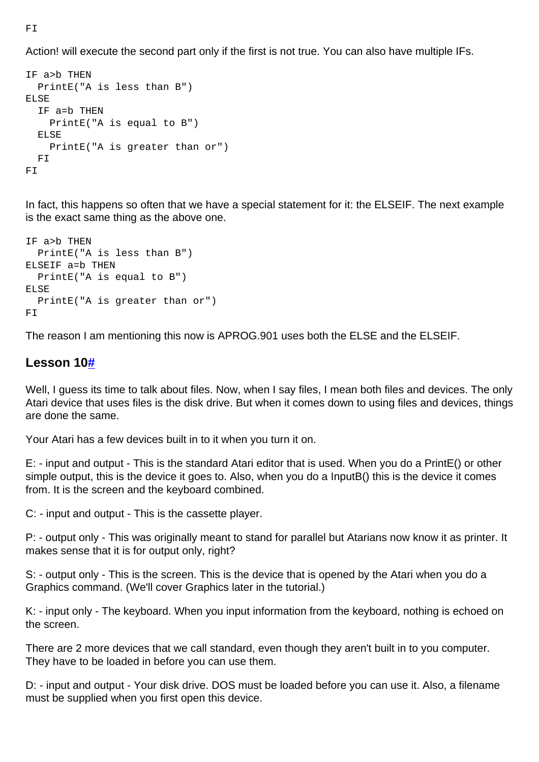```
FI
```

Action! will execute the second part only if the first is not true. You can also have multiple IFs.

```
IF a>b THEN
  PrintE("A is less than B")
ELSE
  IF a=b THEN
    PrintE("A is equal to B")
  ELSE
    PrintE("A is greater than or")
  FI
FI
```

In fact, this happens so often that we have a special statement for it: the ELSEIF. The next example is the exact same thing as the above one.

```
IF a>b THEN
  PrintE("A is less than B")
ELSEIF a=b THEN
  PrintE("A is equal to B")
ELSE
  PrintE("A is greater than or")
FI
```

The reason I am mentioning this now is APROG.901 uses both the ELSE and the ELSEIF.

## Lesson 10#

Well, I guess its time to talk about files. Now, when I say files, I mean both files and devices. The only Atari device that uses files is the disk drive. But when it comes down to using files and devices, things are done the same.

Your Atari has a few devices built in to it when you turn it on.

E: - input and output - This is the standard Atari editor that is used. When you do a PrintE() or other simple output, this is the device it goes to. Also, when you do a InputB() this is the device it comes from. It is the screen and the keyboard combined.

C: - input and output - This is the cassette player.

P: - output only - This was originally meant to stand for parallel but Atarians now know it as printer. It makes sense that it is for output only, right?

S: - output only - This is the screen. This is the device that is opened by the Atari when you do a Graphics command. (We'll cover Graphics later in the tutorial.)

K: - input only - The keyboard. When you input information from the keyboard, nothing is echoed on the screen.

There are 2 more devices that we call standard, even though they aren't built in to you computer. They have to be loaded in before you can use them.

D: - input and output - Your disk drive. DOS must be loaded before you can use it. Also, a filename must be supplied when you first open this device.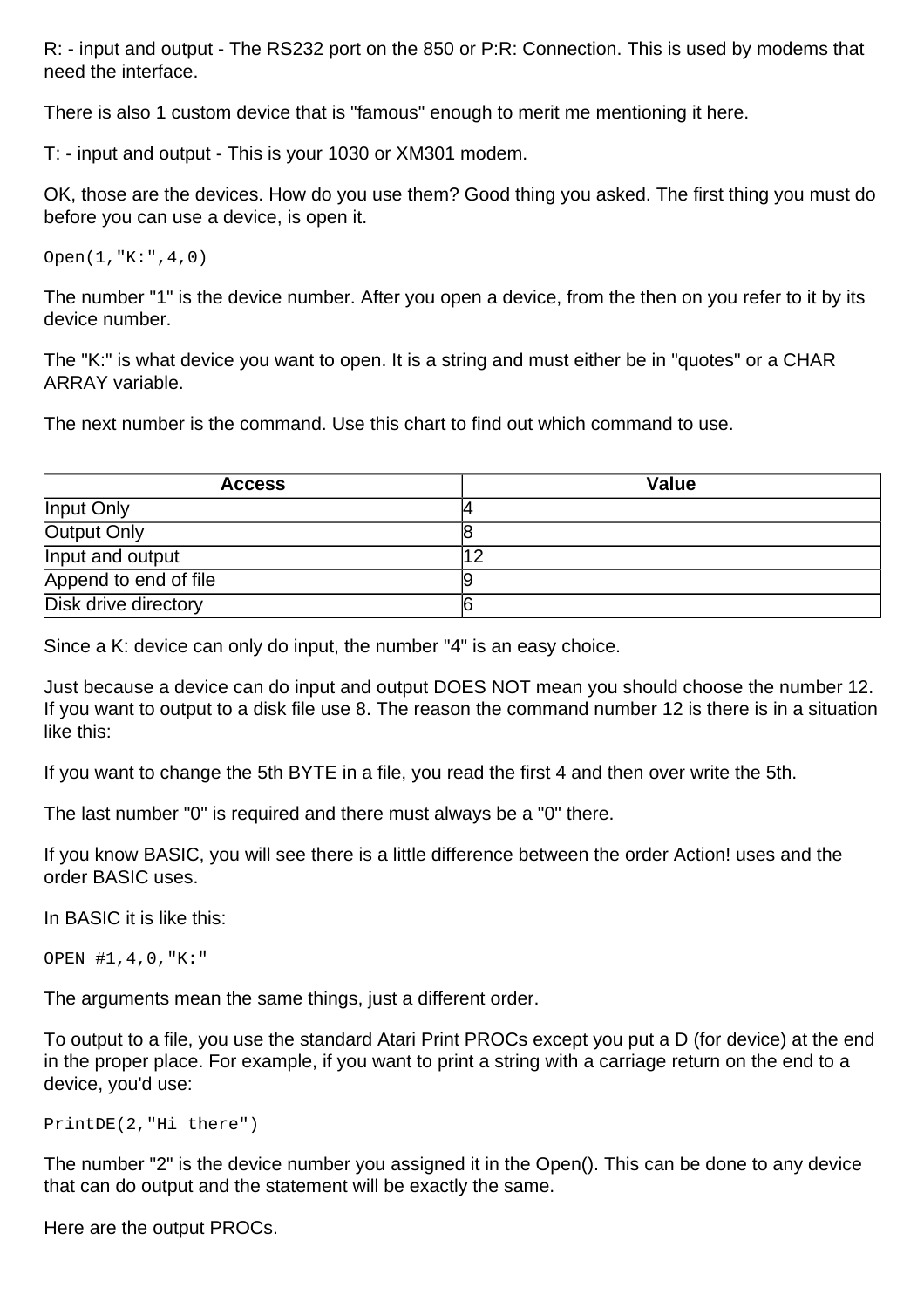R: - input and output - The RS232 port on the 850 or P:R: Connection. This is used by modems that need the interface.

There is also 1 custom device that is "famous" enough to merit me mentioning it here.

T: - input and output - This is your 1030 or XM301 modem.

OK, those are the devices. How do you use them? Good thing you asked. The first thing you must do before you can use a device, is open it.

```
Open(1,"K:",4,0)
```

The number "1" is the device number. After you open a device, from the then on you refer to it by its device number.

The "K:" is what device you want to open. It is a string and must either be in "quotes" or a CHAR ARRAY variable.

The next number is the command. Use this chart to find out which command to use.

| Access | Value |
| --- | --- |
| Input Only | 4 |
| Output Only | 8 |
| Input and output | 12 |
| Append to end of file | 9 |
| Disk drive directory | 6 |

Since a K: device can only do input, the number "4" is an easy choice.

Just because a device can do input and output DOES NOT mean you should choose the number 12. If you want to output to a disk file use 8. The reason the command number 12 is there is in a situation like this:

If you want to change the 5th BYTE in a file, you read the first 4 and then over write the 5th.

The last number "0" is required and there must always be a "0" there.

If you know BASIC, you will see there is a little difference between the order Action! uses and the order BASIC uses.

In BASIC it is like this:

```
OPEN #1,4,0,"K:"
```

The arguments mean the same things, just a different order.

To output to a file, you use the standard Atari Print PROCs except you put a D (for device) at the end in the proper place. For example, if you want to print a string with a carriage return on the end to a device, you'd use:

```
PrintDE(2,"Hi there")
```

The number "2" is the device number you assigned it in the Open(). This can be done to any device that can do output and the statement will be exactly the same.

Here are the output PROCs.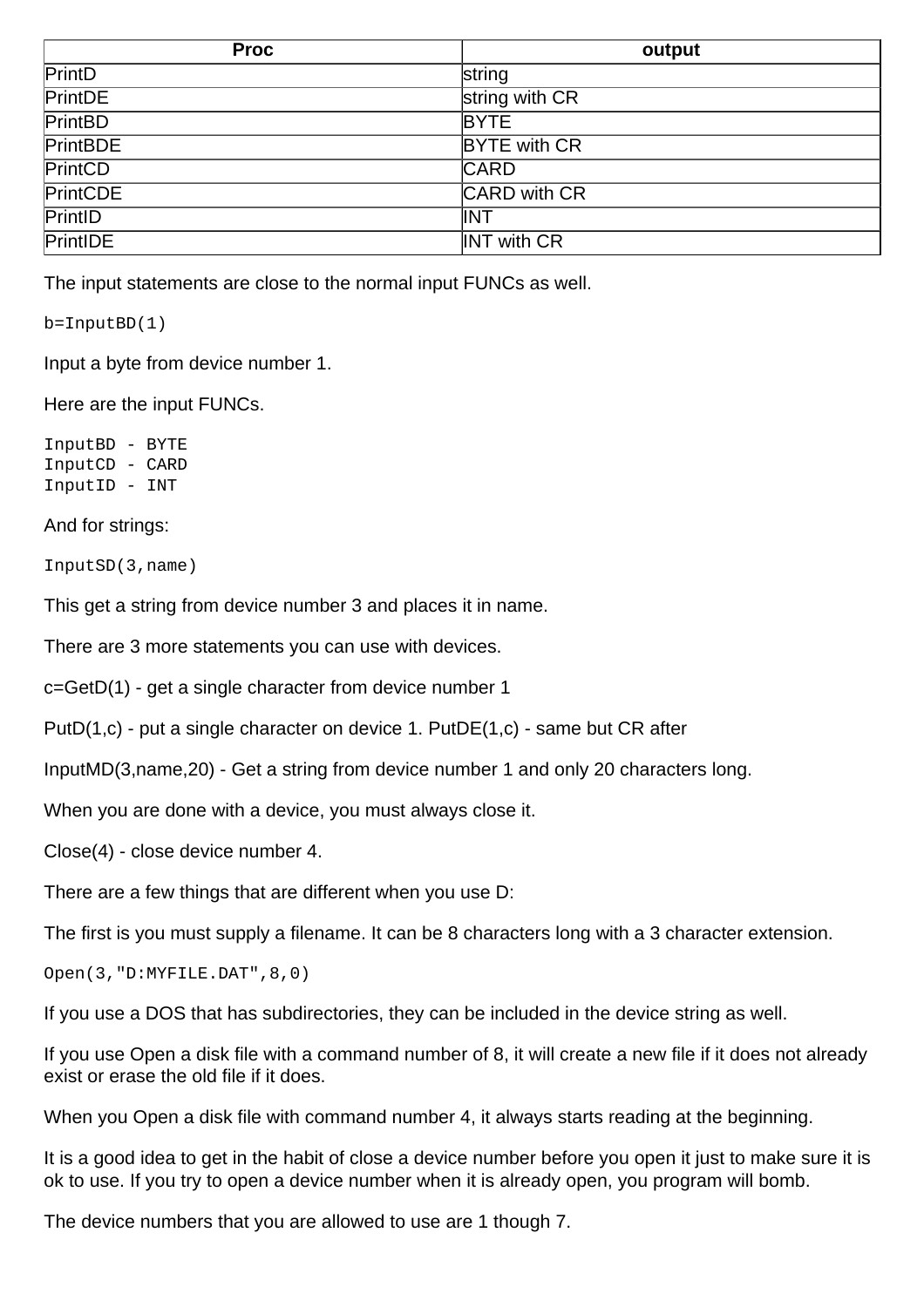| Proc | output |
|---|---|
| PrintD | string |
| PrintDE | string with CR |
| PrintBD | BYTE |
| PrintBDE | BYTE with CR |
| PrintCD | CARD |
| PrintCDE | CARD with CR |
| PrintID | INT |
| PrintIDE | INT with CR |

The input statements are close to the normal input FUNCs as well.

```
b=InputBD(1)
```

Input a byte from device number 1.

Here are the input FUNCs.

```
InputBD - BYTE
InputCD - CARD
InputID - INT
```

And for strings:

```
InputSD(3,name)
```

This get a string from device number 3 and places it in name.

There are 3 more statements you can use with devices.

c=GetD(1) - get a single character from device number 1

PutD(1,c) - put a single character on device 1. PutDE(1,c) - same but CR after

InputMD(3,name,20) - Get a string from device number 1 and only 20 characters long.

When you are done with a device, you must always close it.

Close(4) - close device number 4.

There are a few things that are different when you use D:

The first is you must supply a filename. It can be 8 characters long with a 3 character extension.

```
Open(3,"D:MYFILE.DAT",8,0)
```

If you use a DOS that has subdirectories, they can be included in the device string as well.

If you use Open a disk file with a command number of 8, it will create a new file if it does not already exist or erase the old file if it does.

When you Open a disk file with command number 4, it always starts reading at the beginning.

It is a good idea to get in the habit of close a device number before you open it just to make sure it is ok to use. If you try to open a device number when it is already open, you program will bomb.

The device numbers that you are allowed to use are 1 though 7.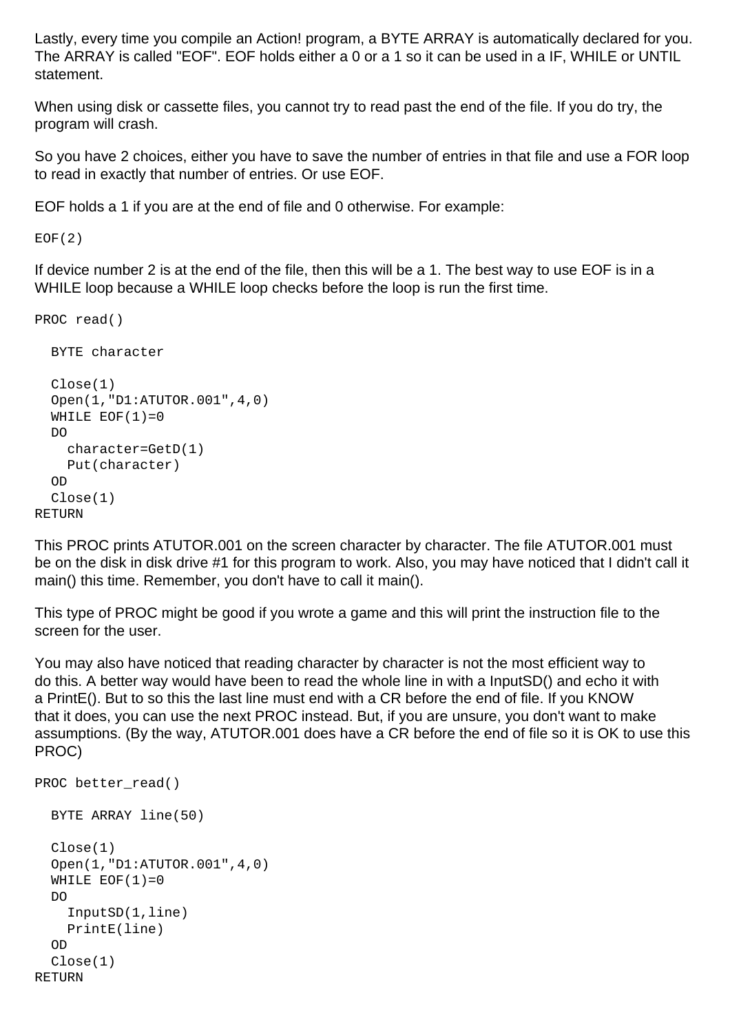Lastly, every time you compile an Action! program, a BYTE ARRAY is automatically declared for you. The ARRAY is called "EOF". EOF holds either a 0 or a 1 so it can be used in a IF, WHILE or UNTIL statement.

When using disk or cassette files, you cannot try to read past the end of the file. If you do try, the program will crash.

So you have 2 choices, either you have to save the number of entries in that file and use a FOR loop to read in exactly that number of entries. Or use EOF.

EOF holds a 1 if you are at the end of file and 0 otherwise. For example:

```
EOF(2)
```

If device number 2 is at the end of the file, then this will be a 1. The best way to use EOF is in a WHILE loop because a WHILE loop checks before the loop is run the first time.

```
PROC read()

  BYTE character

  Close(1)
  Open(1,"D1:ATUTOR.001",4,0)
  WHILE EOF(1)=0
  DO
    character=GetD(1)
    Put(character)
  OD
  Close(1)
RETURN
```

This PROC prints ATUTOR.001 on the screen character by character. The file ATUTOR.001 must be on the disk in disk drive #1 for this program to work. Also, you may have noticed that I didn't call it main() this time. Remember, you don't have to call it main().

This type of PROC might be good if you wrote a game and this will print the instruction file to the screen for the user.

You may also have noticed that reading character by character is not the most efficient way to do this. A better way would have been to read the whole line in with a InputSD() and echo it with a PrintE(). But to so this the last line must end with a CR before the end of file. If you KNOW that it does, you can use the next PROC instead. But, if you are unsure, you don't want to make assumptions. (By the way, ATUTOR.001 does have a CR before the end of file so it is OK to use this PROC)

```
PROC better_read()

  BYTE ARRAY line(50)

  Close(1)
  Open(1,"D1:ATUTOR.001",4,0)
  WHILE EOF(1)=0
  DO
    InputSD(1,line)
    PrintE(line)
  OD
  Close(1)
RETURN
```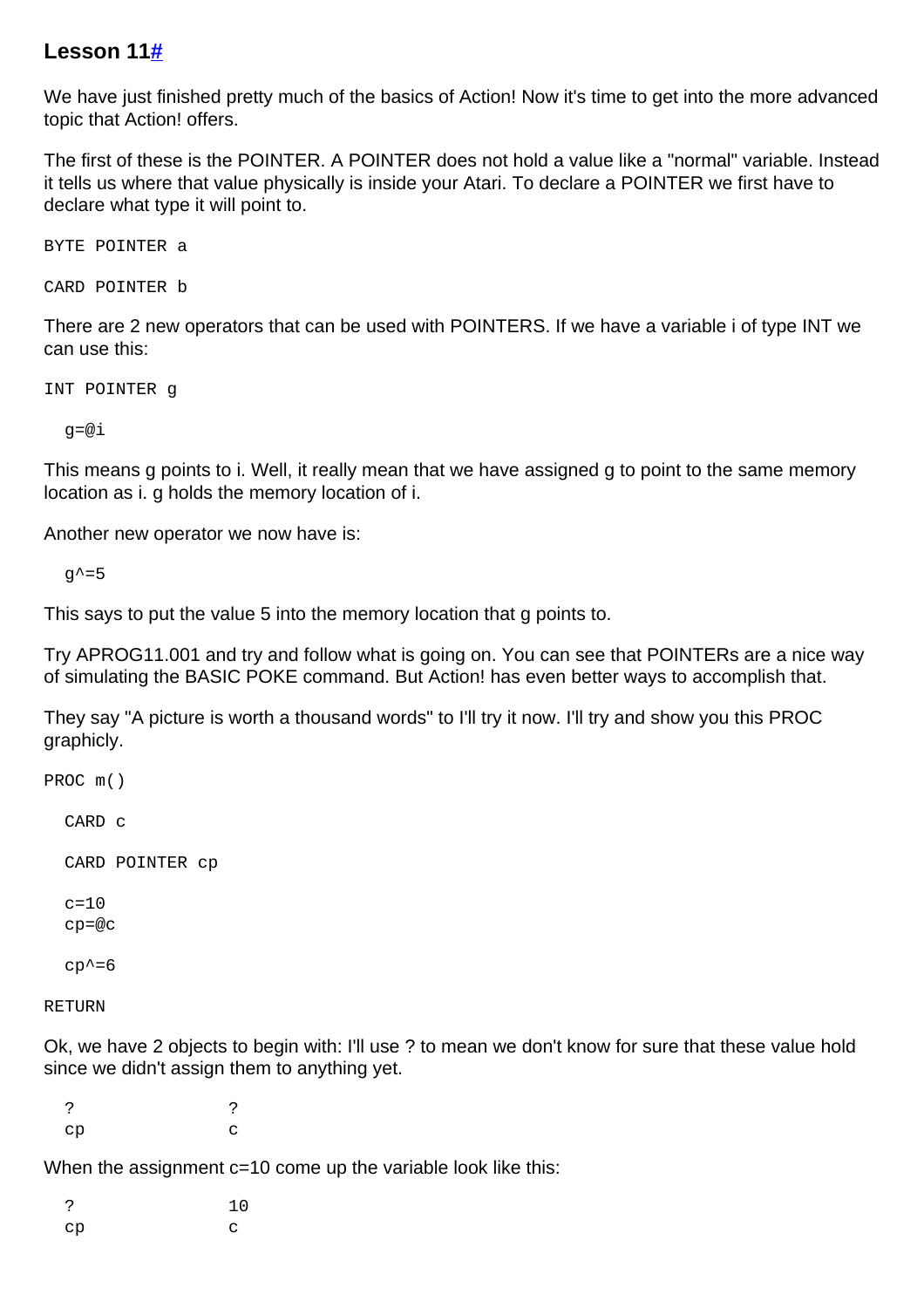## Lesson 11#

We have just finished pretty much of the basics of Action! Now it's time to get into the more advanced topic that Action! offers.

The first of these is the POINTER. A POINTER does not hold a value like a "normal" variable. Instead it tells us where that value physically is inside your Atari. To declare a POINTER we first have to declare what type it will point to.

```
BYTE POINTER a

CARD POINTER b
```

There are 2 new operators that can be used with POINTERS. If we have a variable i of type INT we can use this:

```
INT POINTER g

  g=@i
```

This means g points to i. Well, it really mean that we have assigned g to point to the same memory location as i. g holds the memory location of i.

Another new operator we now have is:

```
  g^=5
```

This says to put the value 5 into the memory location that g points to.

Try APROG11.001 and try and follow what is going on. You can see that POINTERs are a nice way of simulating the BASIC POKE command. But Action! has even better ways to accomplish that.

They say "A picture is worth a thousand words" to I'll try it now. I'll try and show you this PROC graphicly.

```
PROC m()

  CARD c

  CARD POINTER cp

  c=10
  cp=@c

  cp^=6

RETURN
```

Ok, we have 2 objects to begin with: I'll use ? to mean we don't know for sure that these value hold since we didn't assign them to anything yet.

```
  ?               ?
  cp              c
```

When the assignment c=10 come up the variable look like this:

```
  ?               10
  cp              c
```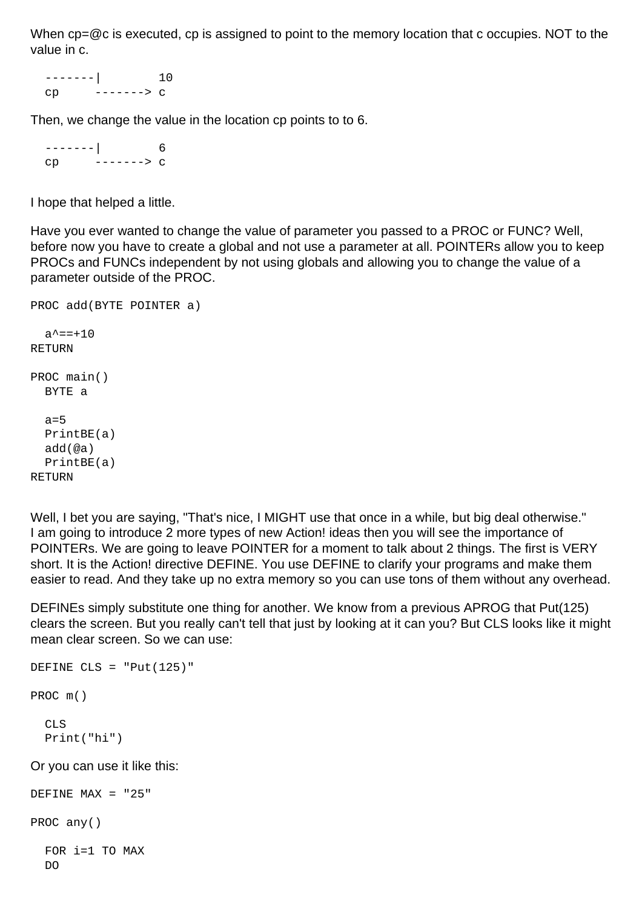When cp=@c is executed, cp is assigned to point to the memory location that c occupies. NOT to the value in c.

```
-------|        10
cp     -------> c
```

Then, we change the value in the location cp points to to 6.

```
-------|        6
cp     -------> c
```

I hope that helped a little.

Have you ever wanted to change the value of parameter you passed to a PROC or FUNC? Well, before now you have to create a global and not use a parameter at all. POINTERs allow you to keep PROCs and FUNCs independent by not using globals and allowing you to change the value of a parameter outside of the PROC.

```
PROC add(BYTE POINTER a)

  a^==+10
RETURN

PROC main()
  BYTE a

  a=5
  PrintBE(a)
  add(@a)
  PrintBE(a)
RETURN
```

Well, I bet you are saying, "That's nice, I MIGHT use that once in a while, but big deal otherwise." I am going to introduce 2 more types of new Action! ideas then you will see the importance of POINTERs. We are going to leave POINTER for a moment to talk about 2 things. The first is VERY short. It is the Action! directive DEFINE. You use DEFINE to clarify your programs and make them easier to read. And they take up no extra memory so you can use tons of them without any overhead.

DEFINEs simply substitute one thing for another. We know from a previous APROG that Put(125) clears the screen. But you really can't tell that just by looking at it can you? But CLS looks like it might mean clear screen. So we can use:

```
DEFINE CLS = "Put(125)"

PROC m()

  CLS
  Print("hi")
```

Or you can use it like this:

```
DEFINE MAX = "25"

PROC any()

  FOR i=1 TO MAX
  DO
```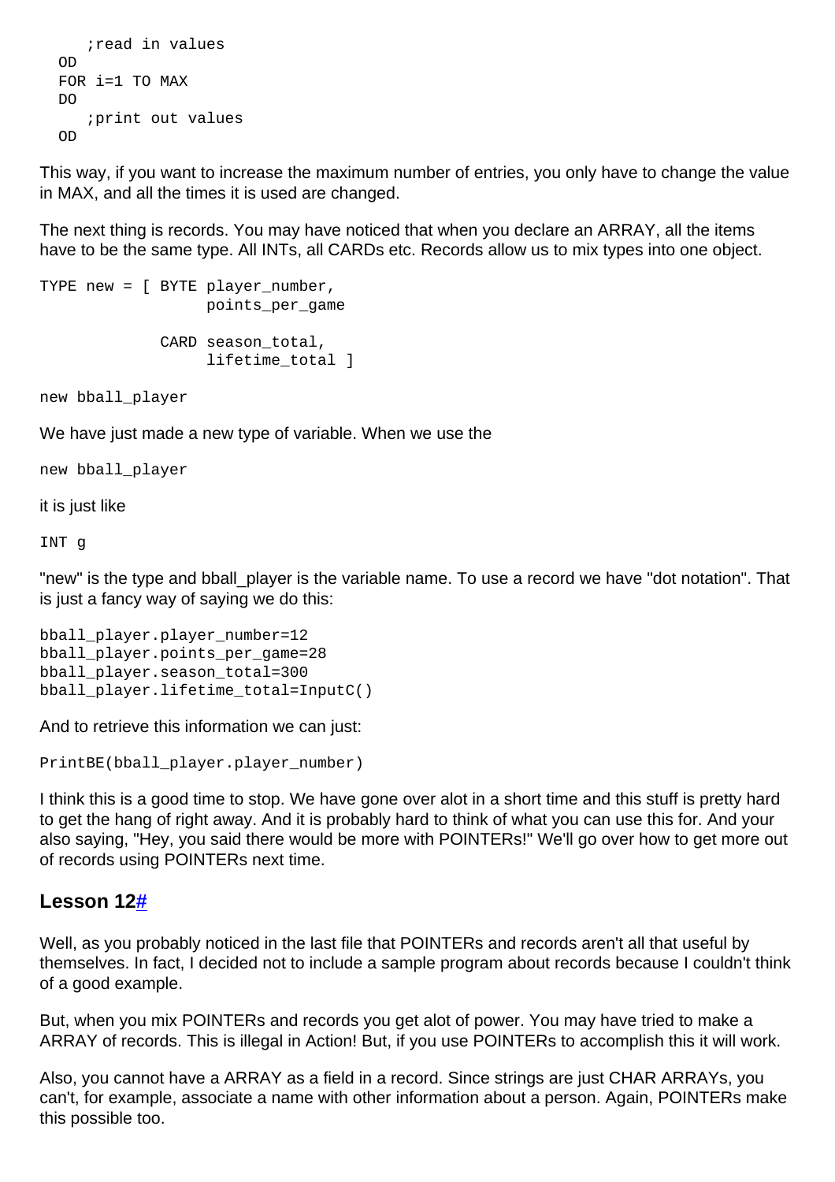```
      ;read in values
   OD
   FOR i=1 TO MAX
   DO
      ;print out values
   OD
```

This way, if you want to increase the maximum number of entries, you only have to change the value in MAX, and all the times it is used are changed.

The next thing is records. You may have noticed that when you declare an ARRAY, all the items have to be the same type. All INTs, all CARDs etc. Records allow us to mix types into one object.

```
TYPE new = [ BYTE player_number,
                  points_per_game

             CARD season_total,
                  lifetime_total ]

new bball_player
```

We have just made a new type of variable. When we use the

```
new bball_player
```

it is just like

```
INT g
```

"new" is the type and bball_player is the variable name. To use a record we have "dot notation". That is just a fancy way of saying we do this:

```
bball_player.player_number=12
bball_player.points_per_game=28
bball_player.season_total=300
bball_player.lifetime_total=InputC()
```

And to retrieve this information we can just:

```
PrintBE(bball_player.player_number)
```

I think this is a good time to stop. We have gone over alot in a short time and this stuff is pretty hard to get the hang of right away. And it is probably hard to think of what you can use this for. And your also saying, "Hey, you said there would be more with POINTERs!" We'll go over how to get more out of records using POINTERs next time.

### Lesson 12#

Well, as you probably noticed in the last file that POINTERs and records aren't all that useful by themselves. In fact, I decided not to include a sample program about records because I couldn't think of a good example.

But, when you mix POINTERs and records you get alot of power. You may have tried to make a ARRAY of records. This is illegal in Action! But, if you use POINTERs to accomplish this it will work.

Also, you cannot have a ARRAY as a field in a record. Since strings are just CHAR ARRAYs, you can't, for example, associate a name with other information about a person. Again, POINTERs make this possible too.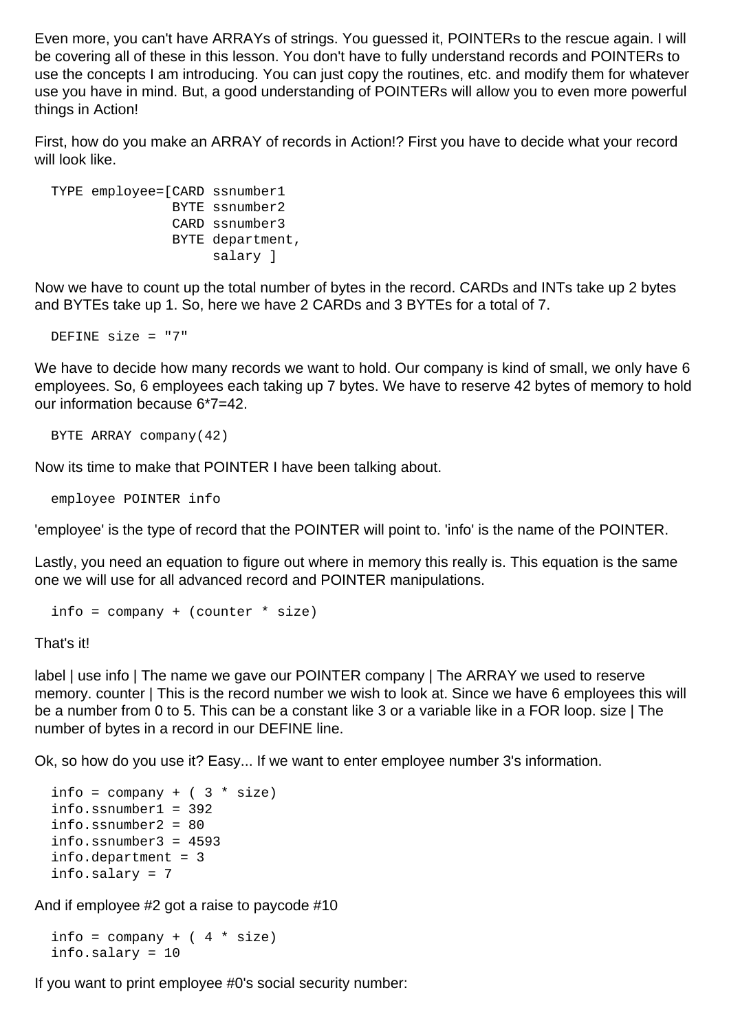Even more, you can't have ARRAYs of strings. You guessed it, POINTERs to the rescue again. I will be covering all of these in this lesson. You don't have to fully understand records and POINTERs to use the concepts I am introducing. You can just copy the routines, etc. and modify them for whatever use you have in mind. But, a good understanding of POINTERs will allow you to even more powerful things in Action!

First, how do you make an ARRAY of records in Action!? First you have to decide what your record will look like.

```
TYPE employee=[CARD ssnumber1
               BYTE ssnumber2
               CARD ssnumber3
               BYTE department,
                    salary ]
```

Now we have to count up the total number of bytes in the record. CARDs and INTs take up 2 bytes and BYTEs take up 1. So, here we have 2 CARDs and 3 BYTEs for a total of 7.

```
DEFINE size = "7"
```

We have to decide how many records we want to hold. Our company is kind of small, we only have 6 employees. So, 6 employees each taking up 7 bytes. We have to reserve 42 bytes of memory to hold our information because 6*7=42.

```
BYTE ARRAY company(42)
```

Now its time to make that POINTER I have been talking about.

```
employee POINTER info
```

'employee' is the type of record that the POINTER will point to. 'info' is the name of the POINTER.

Lastly, you need an equation to figure out where in memory this really is. This equation is the same one we will use for all advanced record and POINTER manipulations.

```
info = company + (counter * size)
```

That's it!

label | use info | The name we gave our POINTER company | The ARRAY we used to reserve memory. counter | This is the record number we wish to look at. Since we have 6 employees this will be a number from 0 to 5. This can be a constant like 3 or a variable like in a FOR loop. size | The number of bytes in a record in our DEFINE line.

Ok, so how do you use it? Easy... If we want to enter employee number 3's information.

```
info = company + ( 3 * size)
info.ssnumber1 = 392
info.ssnumber2 = 80
info.ssnumber3 = 4593
info.department = 3
info.salary = 7
```

And if employee #2 got a raise to paycode #10

```
info = company + ( 4 * size)
info.salary = 10
```

If you want to print employee #0's social security number: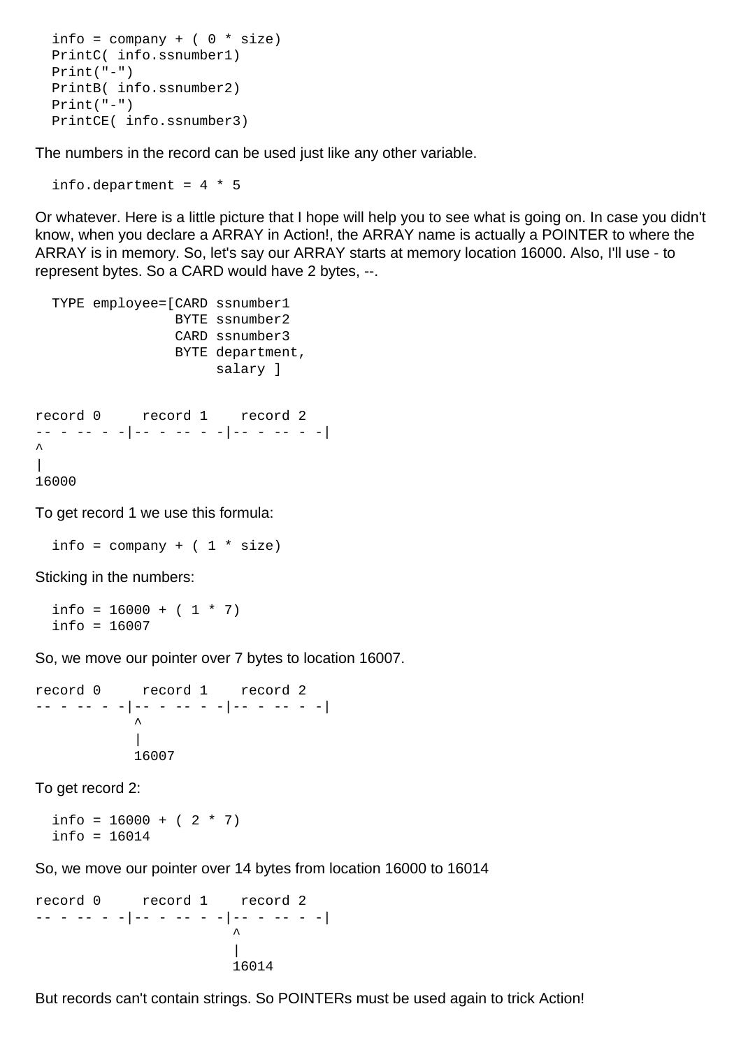```
  info = company + ( 0 * size)
  PrintC( info.ssnumber1)
  Print("-")
  PrintB( info.ssnumber2)
  Print("-")
  PrintCE( info.ssnumber3)
```

The numbers in the record can be used just like any other variable.

```
  info.department = 4 * 5
```

Or whatever. Here is a little picture that I hope will help you to see what is going on. In case you didn't know, when you declare a ARRAY in Action!, the ARRAY name is actually a POINTER to where the ARRAY is in memory. So, let's say our ARRAY starts at memory location 16000. Also, I'll use - to represent bytes. So a CARD would have 2 bytes, --.

```
  TYPE employee=[CARD ssnumber1
                 BYTE ssnumber2
                 CARD ssnumber3
                 BYTE department,
                      salary ]


record 0     record 1    record 2
-- - -- - -|-- - -- - -|-- - -- - -|
^
|
16000
```

To get record 1 we use this formula:

```
  info = company + ( 1 * size)
```

Sticking in the numbers:

```
  info = 16000 + ( 1 * 7)
  info = 16007
```

So, we move our pointer over 7 bytes to location 16007.

```
record 0     record 1    record 2
-- - -- - -|-- - -- - -|-- - -- - -|
            ^
            |
            16007
```

To get record 2:

```
  info = 16000 + ( 2 * 7)
  info = 16014
```

So, we move our pointer over 14 bytes from location 16000 to 16014

```
record 0     record 1    record 2
-- - -- - -|-- - -- - -|-- - -- - -|
                        ^
                        |
                        16014
```

But records can't contain strings. So POINTERs must be used again to trick Action!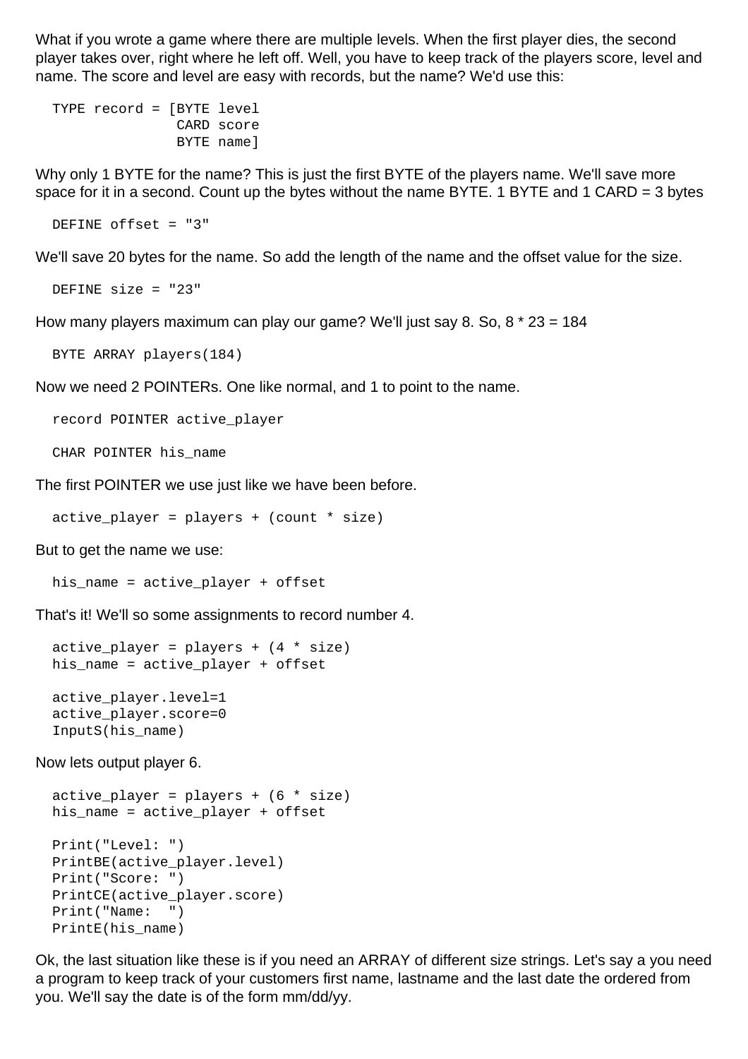What if you wrote a game where there are multiple levels. When the first player dies, the second player takes over, right where he left off. Well, you have to keep track of the players score, level and name. The score and level are easy with records, but the name? We'd use this:

```
TYPE record = [BYTE level
               CARD score
               BYTE name]
```

Why only 1 BYTE for the name? This is just the first BYTE of the players name. We'll save more space for it in a second. Count up the bytes without the name BYTE. 1 BYTE and 1 CARD = 3 bytes

```
DEFINE offset = "3"
```

We'll save 20 bytes for the name. So add the length of the name and the offset value for the size.

```
DEFINE size = "23"
```

How many players maximum can play our game? We'll just say 8. So, 8 * 23 = 184

```
BYTE ARRAY players(184)
```

Now we need 2 POINTERs. One like normal, and 1 to point to the name.

```
record POINTER active_player

CHAR POINTER his_name
```

The first POINTER we use just like we have been before.

```
active_player = players + (count * size)
```

But to get the name we use:

```
his_name = active_player + offset
```

That's it! We'll so some assignments to record number 4.

```
active_player = players + (4 * size)
his_name = active_player + offset

active_player.level=1
active_player.score=0
InputS(his_name)
```

Now lets output player 6.

```
active_player = players + (6 * size)
his_name = active_player + offset

Print("Level: ")
PrintBE(active_player.level)
Print("Score: ")
PrintCE(active_player.score)
Print("Name:  ")
PrintE(his_name)
```

Ok, the last situation like these is if you need an ARRAY of different size strings. Let's say a you need a program to keep track of your customers first name, lastname and the last date the ordered from you. We'll say the date is of the form mm/dd/yy.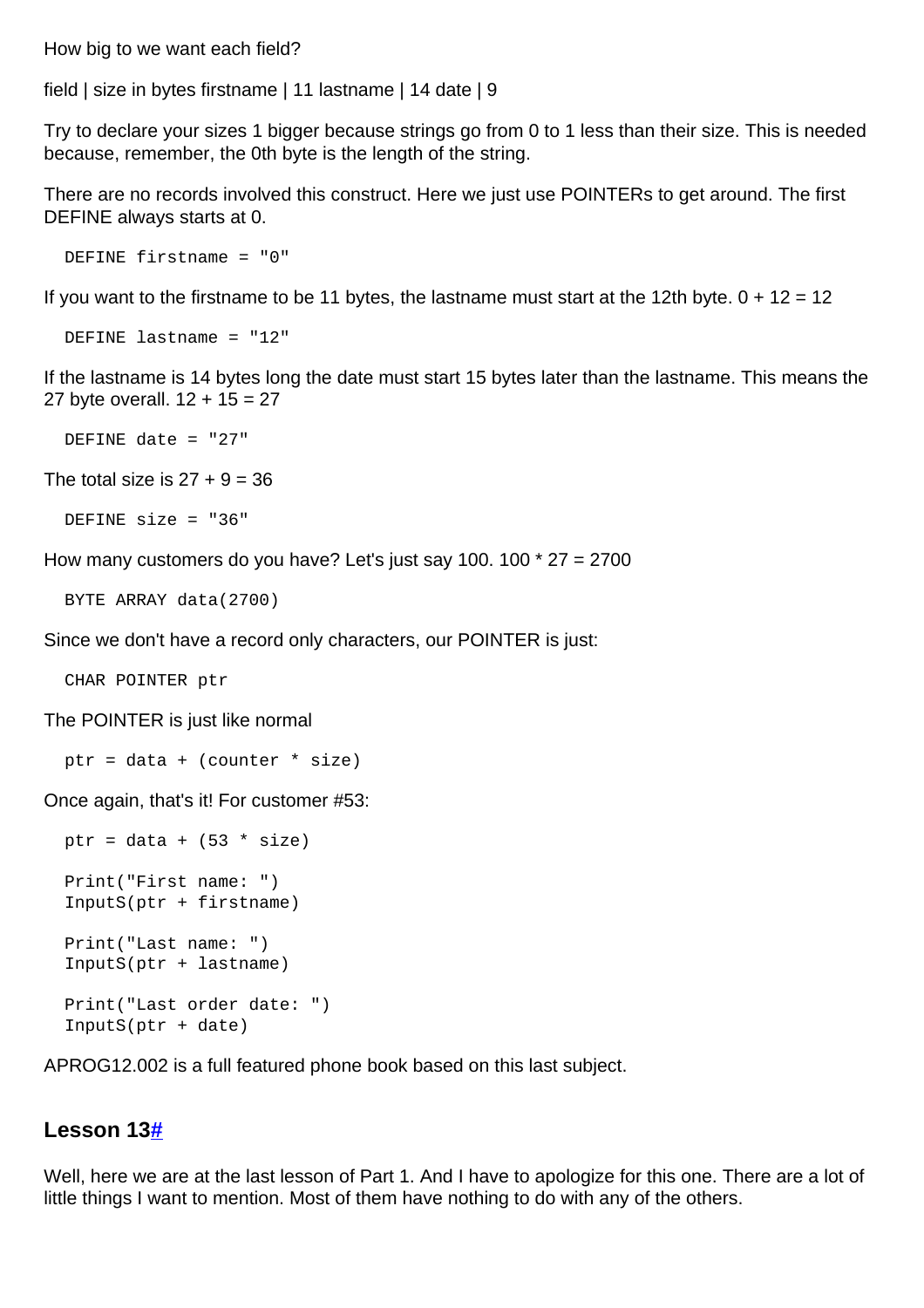How big to we want each field?

field | size in bytes firstname | 11 lastname | 14 date | 9

Try to declare your sizes 1 bigger because strings go from 0 to 1 less than their size. This is needed because, remember, the 0th byte is the length of the string.

There are no records involved this construct. Here we just use POINTERs to get around. The first DEFINE always starts at 0.

```
DEFINE firstname = "0"
```

If you want to the firstname to be 11 bytes, the lastname must start at the 12th byte. 0 + 12 = 12

```
DEFINE lastname = "12"
```

If the lastname is 14 bytes long the date must start 15 bytes later than the lastname. This means the 27 byte overall. 12 + 15 = 27

```
DEFINE date = "27"
```

The total size is 27 + 9 = 36

```
DEFINE size = "36"
```

How many customers do you have? Let's just say 100. 100 * 27 = 2700

```
BYTE ARRAY data(2700)
```

Since we don't have a record only characters, our POINTER is just:

```
CHAR POINTER ptr
```

The POINTER is just like normal

```
ptr = data + (counter * size)
```

Once again, that's it! For customer #53:

```
ptr = data + (53 * size)

Print("First name: ")
InputS(ptr + firstname)

Print("Last name: ")
InputS(ptr + lastname)

Print("Last order date: ")
InputS(ptr + date)
```

APROG12.002 is a full featured phone book based on this last subject.

## Lesson 13#

Well, here we are at the last lesson of Part 1. And I have to apologize for this one. There are a lot of little things I want to mention. Most of them have nothing to do with any of the others.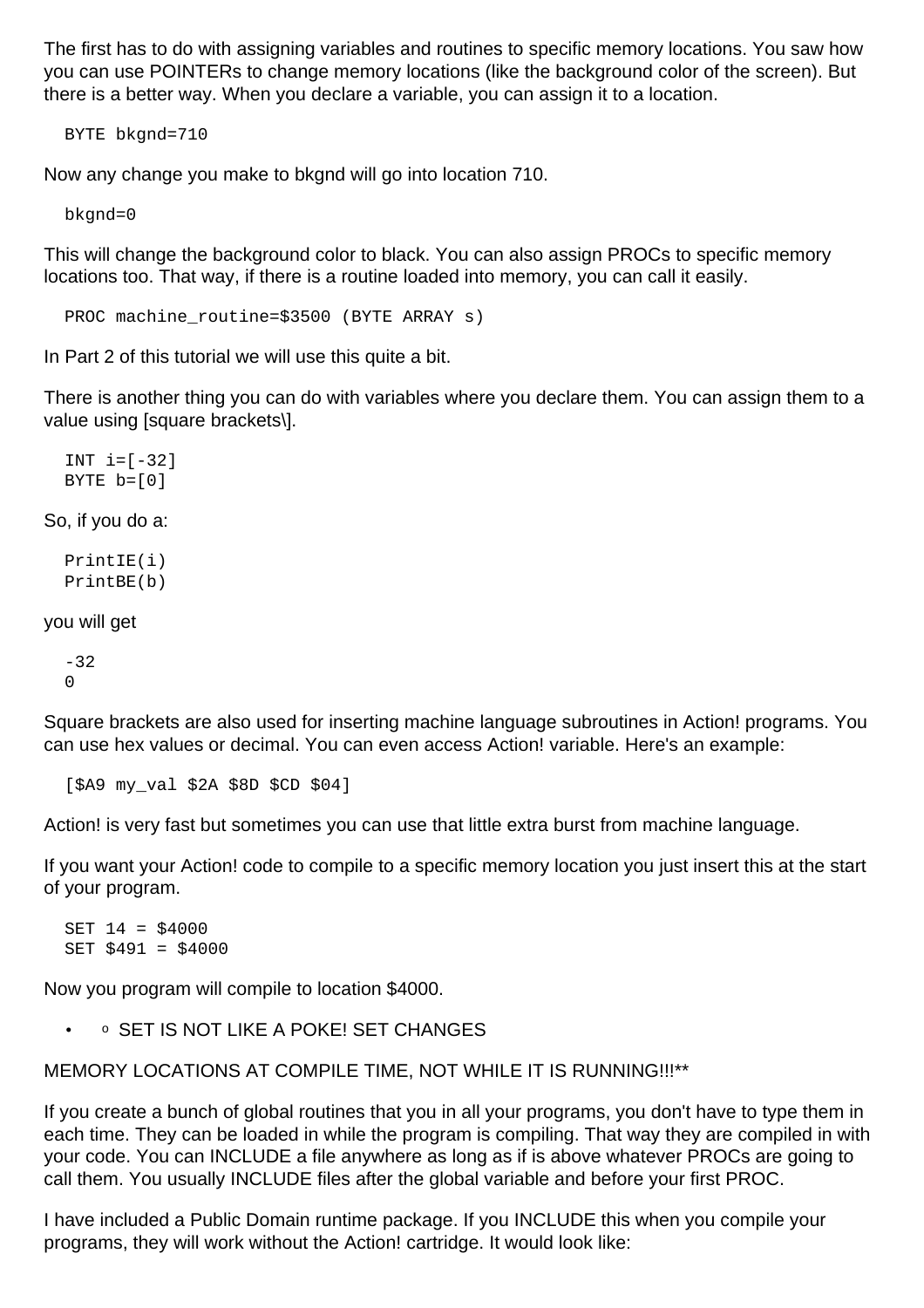The first has to do with assigning variables and routines to specific memory locations. You saw how you can use POINTERs to change memory locations (like the background color of the screen). But there is a better way. When you declare a variable, you can assign it to a location.

```
BYTE bkgnd=710
```

Now any change you make to bkgnd will go into location 710.

```
bkgnd=0
```

This will change the background color to black. You can also assign PROCs to specific memory locations too. That way, if there is a routine loaded into memory, you can call it easily.

```
PROC machine_routine=$3500 (BYTE ARRAY s)
```

In Part 2 of this tutorial we will use this quite a bit.

There is another thing you can do with variables where you declare them. You can assign them to a value using [square brackets\].

```
INT i=[-32]
BYTE b=[0]
```

So, if you do a:

```
PrintIE(i)
PrintBE(b)
```

you will get

```
-32
0
```

Square brackets are also used for inserting machine language subroutines in Action! programs. You can use hex values or decimal. You can even access Action! variable. Here's an example:

```
[$A9 my_val $2A $8D $CD $04]
```

Action! is very fast but sometimes you can use that little extra burst from machine language.

If you want your Action! code to compile to a specific memory location you just insert this at the start of your program.

```
SET 14 = $4000
SET $491 = $4000
```

Now you program will compile to location $4000.

- - SET IS NOT LIKE A POKE! SET CHANGES

MEMORY LOCATIONS AT COMPILE TIME, NOT WHILE IT IS RUNNING!!!**

If you create a bunch of global routines that you in all your programs, you don't have to type them in each time. They can be loaded in while the program is compiling. That way they are compiled in with your code. You can INCLUDE a file anywhere as long as if is above whatever PROCs are going to call them. You usually INCLUDE files after the global variable and before your first PROC.

I have included a Public Domain runtime package. If you INCLUDE this when you compile your programs, they will work without the Action! cartridge. It would look like: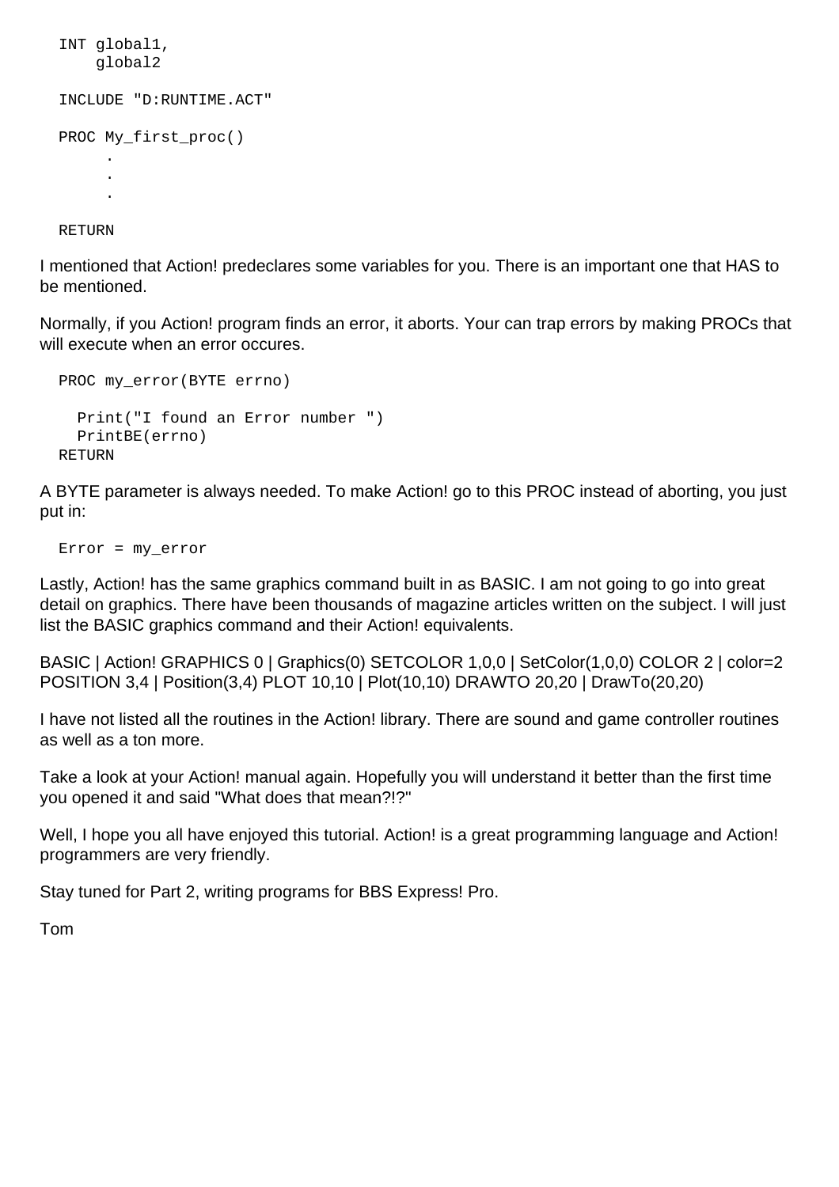```
INT global1,
    global2

INCLUDE "D:RUNTIME.ACT"

PROC My_first_proc()
     .
     .
     .
RETURN
```

I mentioned that Action! predeclares some variables for you. There is an important one that HAS to be mentioned.

Normally, if you Action! program finds an error, it aborts. Your can trap errors by making PROCs that will execute when an error occures.

```
PROC my_error(BYTE errno)

  Print("I found an Error number ")
  PrintBE(errno)
RETURN
```

A BYTE parameter is always needed. To make Action! go to this PROC instead of aborting, you just put in:

```
Error = my_error
```

Lastly, Action! has the same graphics command built in as BASIC. I am not going to go into great detail on graphics. There have been thousands of magazine articles written on the subject. I will just list the BASIC graphics command and their Action! equivalents.

BASIC | Action! GRAPHICS 0 | Graphics(0) SETCOLOR 1,0,0 | SetColor(1,0,0) COLOR 2 | color=2 POSITION 3,4 | Position(3,4) PLOT 10,10 | Plot(10,10) DRAWTO 20,20 | DrawTo(20,20)

I have not listed all the routines in the Action! library. There are sound and game controller routines as well as a ton more.

Take a look at your Action! manual again. Hopefully you will understand it better than the first time you opened it and said "What does that mean?!?"

Well, I hope you all have enjoyed this tutorial. Action! is a great programming language and Action! programmers are very friendly.

Stay tuned for Part 2, writing programs for BBS Express! Pro.

Tom